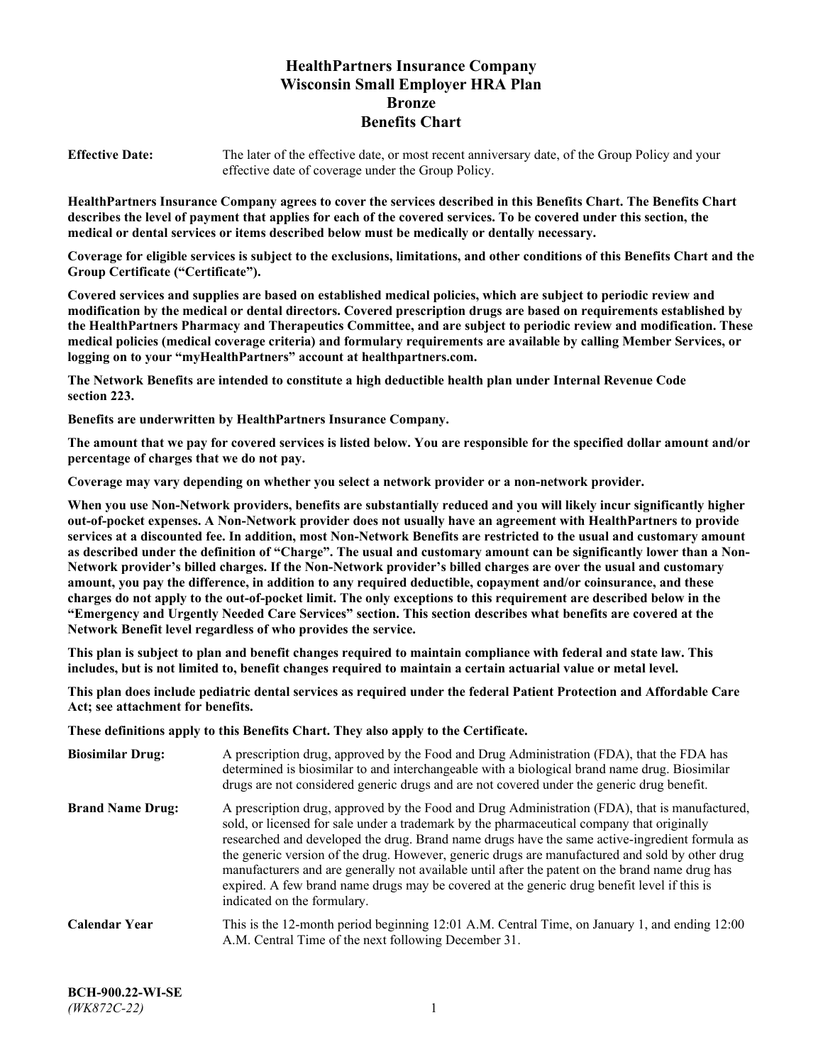# HealthPartners Insurance Company
# Wisconsin Small Employer HRA Plan
# Bronze
# Benefits Chart

**Effective Date:** The later of the effective date, or most recent anniversary date, of the Group Policy and your effective date of coverage under the Group Policy.

**HealthPartners Insurance Company agrees to cover the services described in this Benefits Chart. The Benefits Chart describes the level of payment that applies for each of the covered services. To be covered under this section, the medical or dental services or items described below must be medically or dentally necessary.**

**Coverage for eligible services is subject to the exclusions, limitations, and other conditions of this Benefits Chart and the Group Certificate ("Certificate").**

**Covered services and supplies are based on established medical policies, which are subject to periodic review and modification by the medical or dental directors. Covered prescription drugs are based on requirements established by the HealthPartners Pharmacy and Therapeutics Committee, and are subject to periodic review and modification. These medical policies (medical coverage criteria) and formulary requirements are available by calling Member Services, or logging on to your "myHealthPartners" account at healthpartners.com.**

**The Network Benefits are intended to constitute a high deductible health plan under Internal Revenue Code section 223.**

**Benefits are underwritten by HealthPartners Insurance Company.**

**The amount that we pay for covered services is listed below. You are responsible for the specified dollar amount and/or percentage of charges that we do not pay.**

**Coverage may vary depending on whether you select a network provider or a non-network provider.**

**When you use Non-Network providers, benefits are substantially reduced and you will likely incur significantly higher out-of-pocket expenses. A Non-Network provider does not usually have an agreement with HealthPartners to provide services at a discounted fee. In addition, most Non-Network Benefits are restricted to the usual and customary amount as described under the definition of "Charge". The usual and customary amount can be significantly lower than a Non-Network provider's billed charges. If the Non-Network provider's billed charges are over the usual and customary amount, you pay the difference, in addition to any required deductible, copayment and/or coinsurance, and these charges do not apply to the out-of-pocket limit. The only exceptions to this requirement are described below in the "Emergency and Urgently Needed Care Services" section. This section describes what benefits are covered at the Network Benefit level regardless of who provides the service.**

**This plan is subject to plan and benefit changes required to maintain compliance with federal and state law. This includes, but is not limited to, benefit changes required to maintain a certain actuarial value or metal level.**

**This plan does include pediatric dental services as required under the federal Patient Protection and Affordable Care Act; see attachment for benefits.**

**These definitions apply to this Benefits Chart. They also apply to the Certificate.**

**Biosimilar Drug:** A prescription drug, approved by the Food and Drug Administration (FDA), that the FDA has determined is biosimilar to and interchangeable with a biological brand name drug. Biosimilar drugs are not considered generic drugs and are not covered under the generic drug benefit.

**Brand Name Drug:** A prescription drug, approved by the Food and Drug Administration (FDA), that is manufactured, sold, or licensed for sale under a trademark by the pharmaceutical company that originally researched and developed the drug. Brand name drugs have the same active-ingredient formula as the generic version of the drug. However, generic drugs are manufactured and sold by other drug manufacturers and are generally not available until after the patent on the brand name drug has expired. A few brand name drugs may be covered at the generic drug benefit level if this is indicated on the formulary.

**Calendar Year** This is the 12-month period beginning 12:01 A.M. Central Time, on January 1, and ending 12:00 A.M. Central Time of the next following December 31.

**BCH-900.22-WI-SE**
*(WK872C-22)*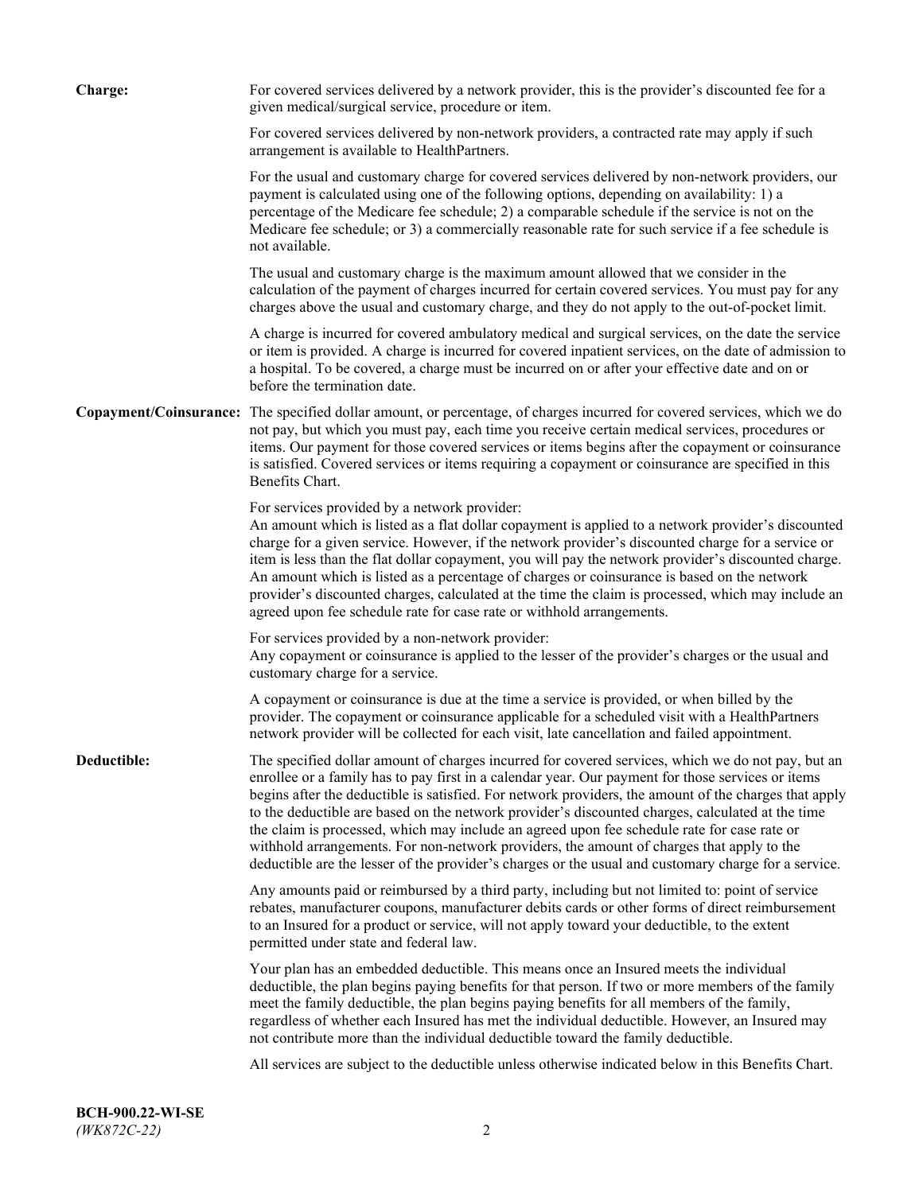**Charge:** For covered services delivered by a network provider, this is the provider's discounted fee for a given medical/surgical service, procedure or item.

For covered services delivered by non-network providers, a contracted rate may apply if such arrangement is available to HealthPartners.

For the usual and customary charge for covered services delivered by non-network providers, our payment is calculated using one of the following options, depending on availability: 1) a percentage of the Medicare fee schedule; 2) a comparable schedule if the service is not on the Medicare fee schedule; or 3) a commercially reasonable rate for such service if a fee schedule is not available.

The usual and customary charge is the maximum amount allowed that we consider in the calculation of the payment of charges incurred for certain covered services. You must pay for any charges above the usual and customary charge, and they do not apply to the out-of-pocket limit.

A charge is incurred for covered ambulatory medical and surgical services, on the date the service or item is provided. A charge is incurred for covered inpatient services, on the date of admission to a hospital. To be covered, a charge must be incurred on or after your effective date and on or before the termination date.

**Copayment/Coinsurance:** The specified dollar amount, or percentage, of charges incurred for covered services, which we do not pay, but which you must pay, each time you receive certain medical services, procedures or items. Our payment for those covered services or items begins after the copayment or coinsurance is satisfied. Covered services or items requiring a copayment or coinsurance are specified in this Benefits Chart.

For services provided by a network provider:
An amount which is listed as a flat dollar copayment is applied to a network provider's discounted charge for a given service. However, if the network provider's discounted charge for a service or item is less than the flat dollar copayment, you will pay the network provider's discounted charge. An amount which is listed as a percentage of charges or coinsurance is based on the network provider's discounted charges, calculated at the time the claim is processed, which may include an agreed upon fee schedule rate for case rate or withhold arrangements.

For services provided by a non-network provider:
Any copayment or coinsurance is applied to the lesser of the provider's charges or the usual and customary charge for a service.

A copayment or coinsurance is due at the time a service is provided, or when billed by the provider. The copayment or coinsurance applicable for a scheduled visit with a HealthPartners network provider will be collected for each visit, late cancellation and failed appointment.

**Deductible:** The specified dollar amount of charges incurred for covered services, which we do not pay, but an enrollee or a family has to pay first in a calendar year. Our payment for those services or items begins after the deductible is satisfied. For network providers, the amount of the charges that apply to the deductible are based on the network provider's discounted charges, calculated at the time the claim is processed, which may include an agreed upon fee schedule rate for case rate or withhold arrangements. For non-network providers, the amount of charges that apply to the deductible are the lesser of the provider's charges or the usual and customary charge for a service.

Any amounts paid or reimbursed by a third party, including but not limited to: point of service rebates, manufacturer coupons, manufacturer debits cards or other forms of direct reimbursement to an Insured for a product or service, will not apply toward your deductible, to the extent permitted under state and federal law.

Your plan has an embedded deductible. This means once an Insured meets the individual deductible, the plan begins paying benefits for that person. If two or more members of the family meet the family deductible, the plan begins paying benefits for all members of the family, regardless of whether each Insured has met the individual deductible. However, an Insured may not contribute more than the individual deductible toward the family deductible.

All services are subject to the deductible unless otherwise indicated below in this Benefits Chart.

**BCH-900.22-WI-SE**
*(WK872C-22)*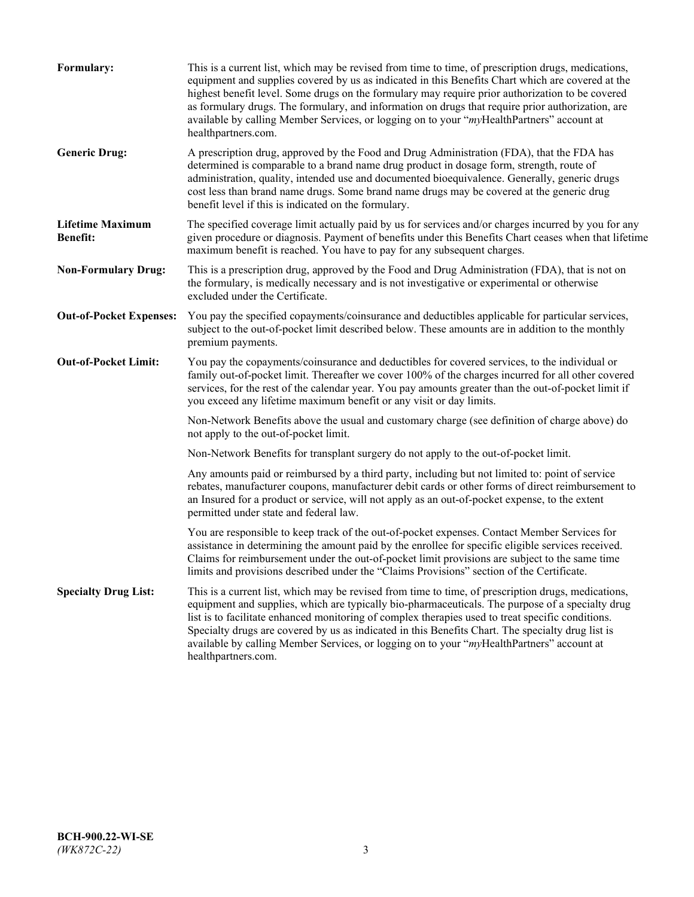**Formulary:** This is a current list, which may be revised from time to time, of prescription drugs, medications, equipment and supplies covered by us as indicated in this Benefits Chart which are covered at the highest benefit level. Some drugs on the formulary may require prior authorization to be covered as formulary drugs. The formulary, and information on drugs that require prior authorization, are available by calling Member Services, or logging on to your "*my*HealthPartners" account at healthpartners.com.

**Generic Drug:** A prescription drug, approved by the Food and Drug Administration (FDA), that the FDA has determined is comparable to a brand name drug product in dosage form, strength, route of administration, quality, intended use and documented bioequivalence. Generally, generic drugs cost less than brand name drugs. Some brand name drugs may be covered at the generic drug benefit level if this is indicated on the formulary.

**Lifetime Maximum Benefit:** The specified coverage limit actually paid by us for services and/or charges incurred by you for any given procedure or diagnosis. Payment of benefits under this Benefits Chart ceases when that lifetime maximum benefit is reached. You have to pay for any subsequent charges.

**Non-Formulary Drug:** This is a prescription drug, approved by the Food and Drug Administration (FDA), that is not on the formulary, is medically necessary and is not investigative or experimental or otherwise excluded under the Certificate.

**Out-of-Pocket Expenses:** You pay the specified copayments/coinsurance and deductibles applicable for particular services, subject to the out-of-pocket limit described below. These amounts are in addition to the monthly premium payments.

**Out-of-Pocket Limit:** You pay the copayments/coinsurance and deductibles for covered services, to the individual or family out-of-pocket limit. Thereafter we cover 100% of the charges incurred for all other covered services, for the rest of the calendar year. You pay amounts greater than the out-of-pocket limit if you exceed any lifetime maximum benefit or any visit or day limits.

Non-Network Benefits above the usual and customary charge (see definition of charge above) do not apply to the out-of-pocket limit.

Non-Network Benefits for transplant surgery do not apply to the out-of-pocket limit.

Any amounts paid or reimbursed by a third party, including but not limited to: point of service rebates, manufacturer coupons, manufacturer debit cards or other forms of direct reimbursement to an Insured for a product or service, will not apply as an out-of-pocket expense, to the extent permitted under state and federal law.

You are responsible to keep track of the out-of-pocket expenses. Contact Member Services for assistance in determining the amount paid by the enrollee for specific eligible services received. Claims for reimbursement under the out-of-pocket limit provisions are subject to the same time limits and provisions described under the "Claims Provisions" section of the Certificate.

**Specialty Drug List:** This is a current list, which may be revised from time to time, of prescription drugs, medications, equipment and supplies, which are typically bio-pharmaceuticals. The purpose of a specialty drug list is to facilitate enhanced monitoring of complex therapies used to treat specific conditions. Specialty drugs are covered by us as indicated in this Benefits Chart. The specialty drug list is available by calling Member Services, or logging on to your "*my*HealthPartners" account at healthpartners.com.

**BCH-900.22-WI-SE**
*(WK872C-22)*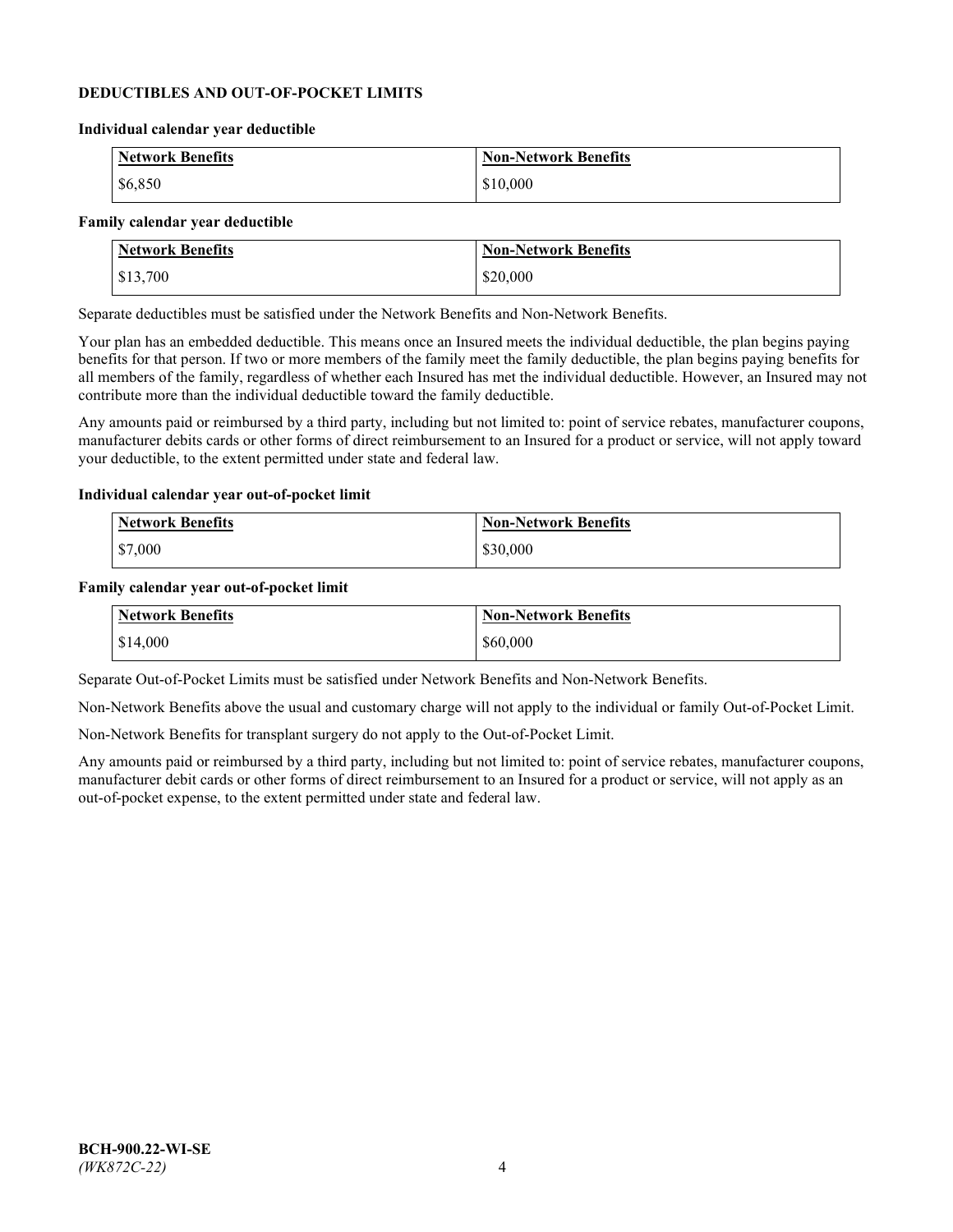## DEDUCTIBLES AND OUT-OF-POCKET LIMITS

### Individual calendar year deductible

| Network Benefits | Non-Network Benefits |
|---|---|
| $6,850 | $10,000 |

### Family calendar year deductible

| Network Benefits | Non-Network Benefits |
|---|---|
| $13,700 | $20,000 |

Separate deductibles must be satisfied under the Network Benefits and Non-Network Benefits.

Your plan has an embedded deductible. This means once an Insured meets the individual deductible, the plan begins paying benefits for that person. If two or more members of the family meet the family deductible, the plan begins paying benefits for all members of the family, regardless of whether each Insured has met the individual deductible. However, an Insured may not contribute more than the individual deductible toward the family deductible.

Any amounts paid or reimbursed by a third party, including but not limited to: point of service rebates, manufacturer coupons, manufacturer debits cards or other forms of direct reimbursement to an Insured for a product or service, will not apply toward your deductible, to the extent permitted under state and federal law.

### Individual calendar year out-of-pocket limit

| Network Benefits | Non-Network Benefits |
|---|---|
| $7,000 | $30,000 |

### Family calendar year out-of-pocket limit

| Network Benefits | Non-Network Benefits |
|---|---|
| $14,000 | $60,000 |

Separate Out-of-Pocket Limits must be satisfied under Network Benefits and Non-Network Benefits.

Non-Network Benefits above the usual and customary charge will not apply to the individual or family Out-of-Pocket Limit.

Non-Network Benefits for transplant surgery do not apply to the Out-of-Pocket Limit.

Any amounts paid or reimbursed by a third party, including but not limited to: point of service rebates, manufacturer coupons, manufacturer debit cards or other forms of direct reimbursement to an Insured for a product or service, will not apply as an out-of-pocket expense, to the extent permitted under state and federal law.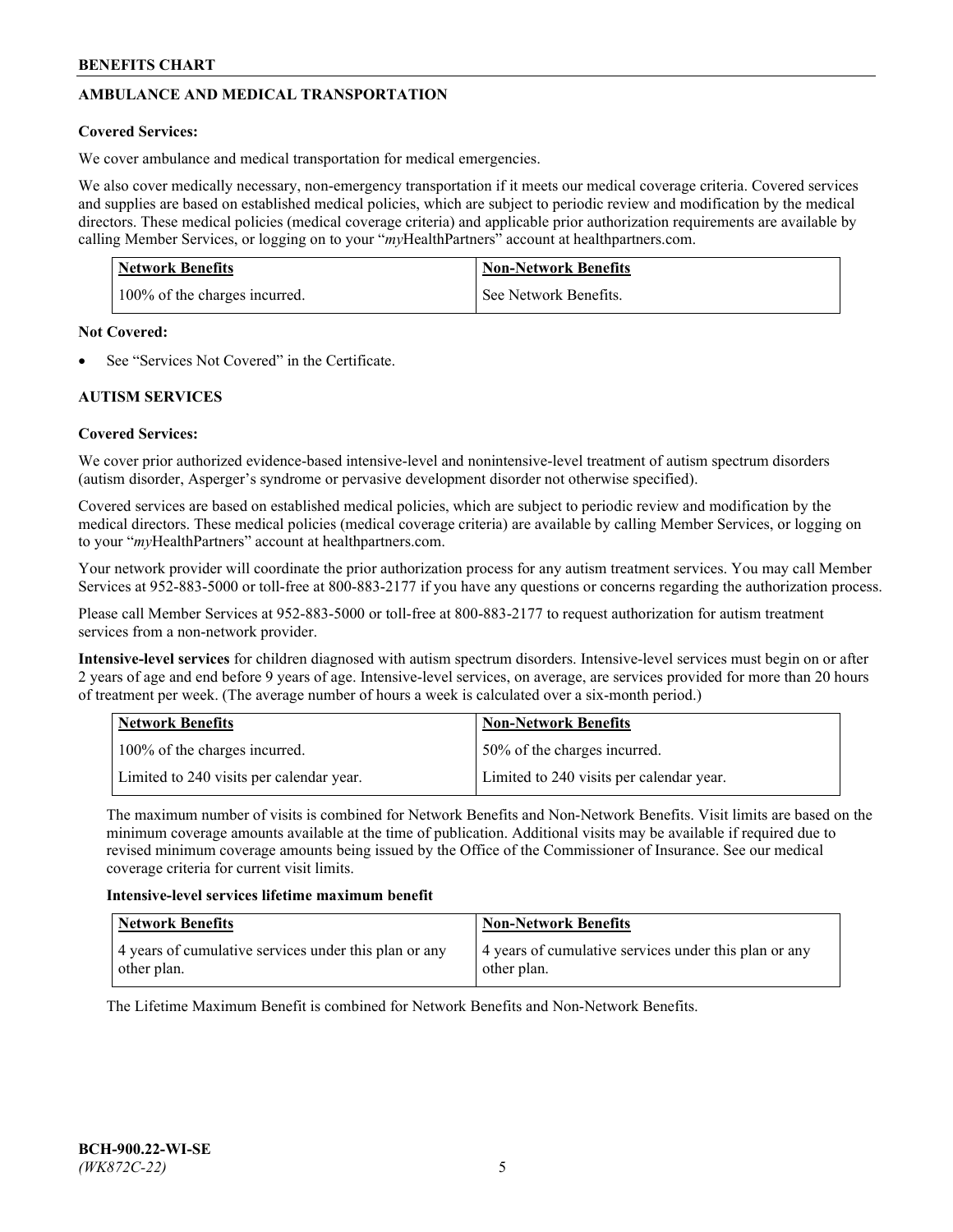## AMBULANCE AND MEDICAL TRANSPORTATION

**Covered Services:**

We cover ambulance and medical transportation for medical emergencies.

We also cover medically necessary, non-emergency transportation if it meets our medical coverage criteria. Covered services and supplies are based on established medical policies, which are subject to periodic review and modification by the medical directors. These medical policies (medical coverage criteria) and applicable prior authorization requirements are available by calling Member Services, or logging on to your "*my*HealthPartners" account at healthpartners.com.

| Network Benefits | Non-Network Benefits |
|---|---|
| 100% of the charges incurred. | See Network Benefits. |

**Not Covered:**

- See "Services Not Covered" in the Certificate.

## AUTISM SERVICES

**Covered Services:**

We cover prior authorized evidence-based intensive-level and nonintensive-level treatment of autism spectrum disorders (autism disorder, Asperger's syndrome or pervasive development disorder not otherwise specified).

Covered services are based on established medical policies, which are subject to periodic review and modification by the medical directors. These medical policies (medical coverage criteria) are available by calling Member Services, or logging on to your "*my*HealthPartners" account at healthpartners.com.

Your network provider will coordinate the prior authorization process for any autism treatment services. You may call Member Services at 952-883-5000 or toll-free at 800-883-2177 if you have any questions or concerns regarding the authorization process.

Please call Member Services at 952-883-5000 or toll-free at 800-883-2177 to request authorization for autism treatment services from a non-network provider.

**Intensive-level services** for children diagnosed with autism spectrum disorders. Intensive-level services must begin on or after 2 years of age and end before 9 years of age. Intensive-level services, on average, are services provided for more than 20 hours of treatment per week. (The average number of hours a week is calculated over a six-month period.)

| Network Benefits | Non-Network Benefits |
|---|---|
| 100% of the charges incurred. | 50% of the charges incurred. |
| Limited to 240 visits per calendar year. | Limited to 240 visits per calendar year. |

The maximum number of visits is combined for Network Benefits and Non-Network Benefits. Visit limits are based on the minimum coverage amounts available at the time of publication. Additional visits may be available if required due to revised minimum coverage amounts being issued by the Office of the Commissioner of Insurance. See our medical coverage criteria for current visit limits.

**Intensive-level services lifetime maximum benefit**

| Network Benefits | Non-Network Benefits |
|---|---|
| 4 years of cumulative services under this plan or any other plan. | 4 years of cumulative services under this plan or any other plan. |

The Lifetime Maximum Benefit is combined for Network Benefits and Non-Network Benefits.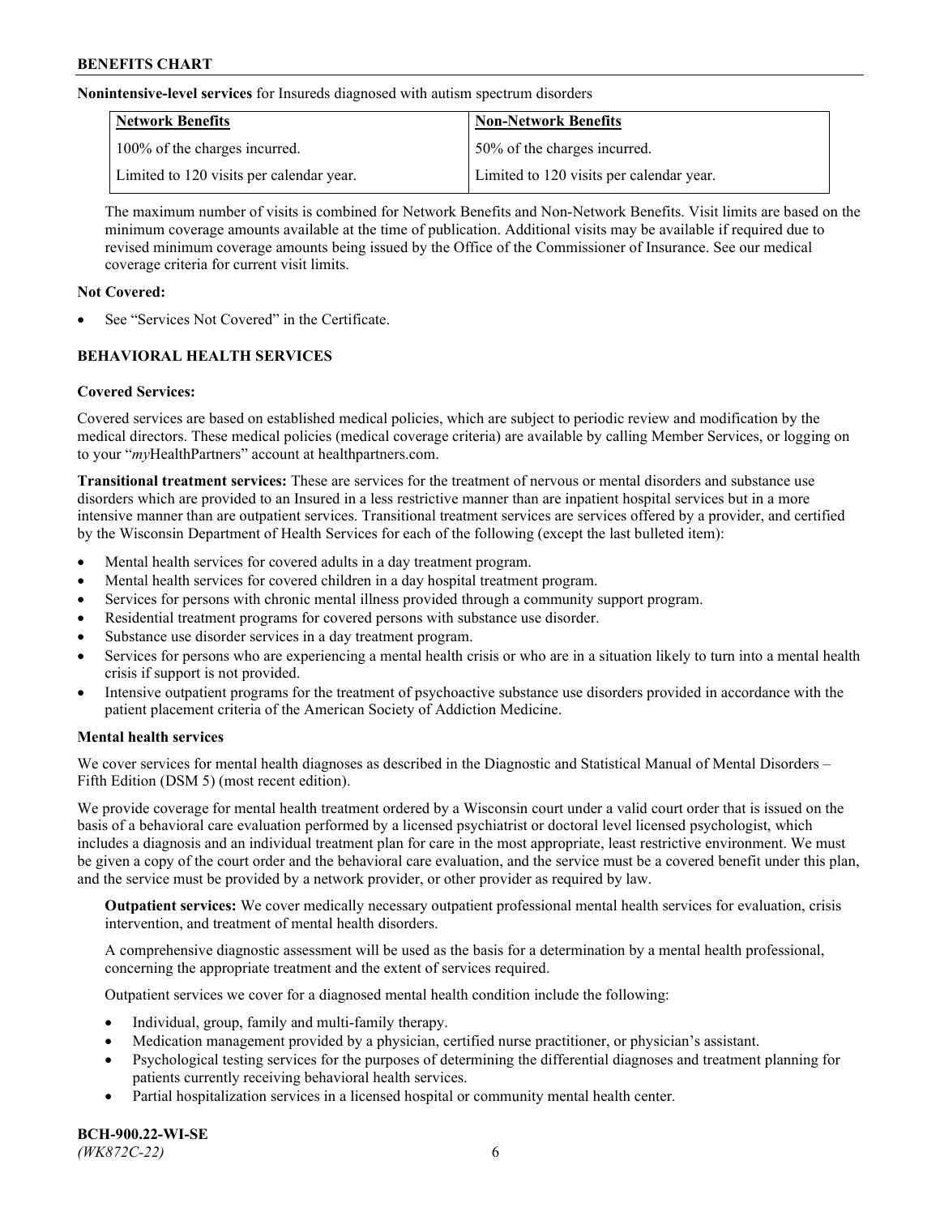**Nonintensive-level services** for Insureds diagnosed with autism spectrum disorders

| Network Benefits | Non-Network Benefits |
|---|---|
| 100% of the charges incurred. | 50% of the charges incurred. |
| Limited to 120 visits per calendar year. | Limited to 120 visits per calendar year. |

The maximum number of visits is combined for Network Benefits and Non-Network Benefits. Visit limits are based on the minimum coverage amounts available at the time of publication. Additional visits may be available if required due to revised minimum coverage amounts being issued by the Office of the Commissioner of Insurance. See our medical coverage criteria for current visit limits.

**Not Covered:**

- See "Services Not Covered" in the Certificate.

## BEHAVIORAL HEALTH SERVICES

**Covered Services:**

Covered services are based on established medical policies, which are subject to periodic review and modification by the medical directors. These medical policies (medical coverage criteria) are available by calling Member Services, or logging on to your "*my*HealthPartners" account at healthpartners.com.

**Transitional treatment services:** These are services for the treatment of nervous or mental disorders and substance use disorders which are provided to an Insured in a less restrictive manner than are inpatient hospital services but in a more intensive manner than are outpatient services. Transitional treatment services are services offered by a provider, and certified by the Wisconsin Department of Health Services for each of the following (except the last bulleted item):

- Mental health services for covered adults in a day treatment program.
- Mental health services for covered children in a day hospital treatment program.
- Services for persons with chronic mental illness provided through a community support program.
- Residential treatment programs for covered persons with substance use disorder.
- Substance use disorder services in a day treatment program.
- Services for persons who are experiencing a mental health crisis or who are in a situation likely to turn into a mental health crisis if support is not provided.
- Intensive outpatient programs for the treatment of psychoactive substance use disorders provided in accordance with the patient placement criteria of the American Society of Addiction Medicine.

**Mental health services**

We cover services for mental health diagnoses as described in the Diagnostic and Statistical Manual of Mental Disorders – Fifth Edition (DSM 5) (most recent edition).

We provide coverage for mental health treatment ordered by a Wisconsin court under a valid court order that is issued on the basis of a behavioral care evaluation performed by a licensed psychiatrist or doctoral level licensed psychologist, which includes a diagnosis and an individual treatment plan for care in the most appropriate, least restrictive environment. We must be given a copy of the court order and the behavioral care evaluation, and the service must be a covered benefit under this plan, and the service must be provided by a network provider, or other provider as required by law.

**Outpatient services:** We cover medically necessary outpatient professional mental health services for evaluation, crisis intervention, and treatment of mental health disorders.

A comprehensive diagnostic assessment will be used as the basis for a determination by a mental health professional, concerning the appropriate treatment and the extent of services required.

Outpatient services we cover for a diagnosed mental health condition include the following:

- Individual, group, family and multi-family therapy.
- Medication management provided by a physician, certified nurse practitioner, or physician's assistant.
- Psychological testing services for the purposes of determining the differential diagnoses and treatment planning for patients currently receiving behavioral health services.
- Partial hospitalization services in a licensed hospital or community mental health center.

**BCH-900.22-WI-SE**
*(WK872C-22)*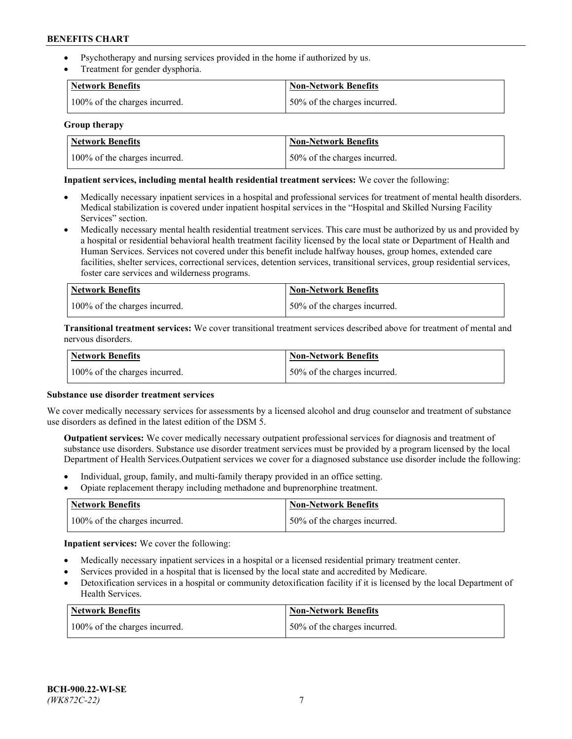- Psychotherapy and nursing services provided in the home if authorized by us.
- Treatment for gender dysphoria.

| Network Benefits | Non-Network Benefits |
| --- | --- |
| 100% of the charges incurred. | 50% of the charges incurred. |

**Group therapy**

| Network Benefits | Non-Network Benefits |
| --- | --- |
| 100% of the charges incurred. | 50% of the charges incurred. |

**Inpatient services, including mental health residential treatment services:** We cover the following:

- Medically necessary inpatient services in a hospital and professional services for treatment of mental health disorders. Medical stabilization is covered under inpatient hospital services in the "Hospital and Skilled Nursing Facility Services" section.
- Medically necessary mental health residential treatment services. This care must be authorized by us and provided by a hospital or residential behavioral health treatment facility licensed by the local state or Department of Health and Human Services. Services not covered under this benefit include halfway houses, group homes, extended care facilities, shelter services, correctional services, detention services, transitional services, group residential services, foster care services and wilderness programs.

| Network Benefits | Non-Network Benefits |
| --- | --- |
| 100% of the charges incurred. | 50% of the charges incurred. |

**Transitional treatment services:** We cover transitional treatment services described above for treatment of mental and nervous disorders.

| Network Benefits | Non-Network Benefits |
| --- | --- |
| 100% of the charges incurred. | 50% of the charges incurred. |

**Substance use disorder treatment services**

We cover medically necessary services for assessments by a licensed alcohol and drug counselor and treatment of substance use disorders as defined in the latest edition of the DSM 5.

**Outpatient services:** We cover medically necessary outpatient professional services for diagnosis and treatment of substance use disorders. Substance use disorder treatment services must be provided by a program licensed by the local Department of Health Services.Outpatient services we cover for a diagnosed substance use disorder include the following:

- Individual, group, family, and multi-family therapy provided in an office setting.
- Opiate replacement therapy including methadone and buprenorphine treatment.

| Network Benefits | Non-Network Benefits |
| --- | --- |
| 100% of the charges incurred. | 50% of the charges incurred. |

**Inpatient services:** We cover the following:

- Medically necessary inpatient services in a hospital or a licensed residential primary treatment center.
- Services provided in a hospital that is licensed by the local state and accredited by Medicare.
- Detoxification services in a hospital or community detoxification facility if it is licensed by the local Department of Health Services.

| Network Benefits | Non-Network Benefits |
| --- | --- |
| 100% of the charges incurred. | 50% of the charges incurred. |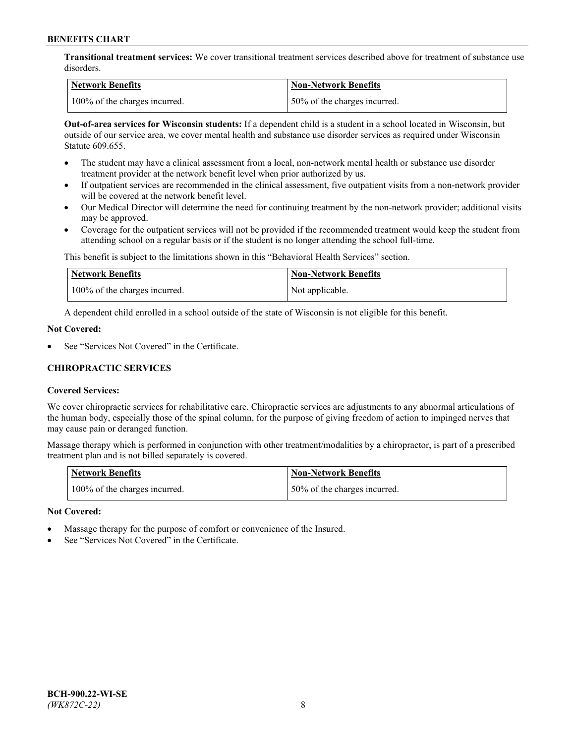**Transitional treatment services:** We cover transitional treatment services described above for treatment of substance use disorders.

| Network Benefits | Non-Network Benefits |
| --- | --- |
| 100% of the charges incurred. | 50% of the charges incurred. |

**Out-of-area services for Wisconsin students:** If a dependent child is a student in a school located in Wisconsin, but outside of our service area, we cover mental health and substance use disorder services as required under Wisconsin Statute 609.655.

- The student may have a clinical assessment from a local, non-network mental health or substance use disorder treatment provider at the network benefit level when prior authorized by us.
- If outpatient services are recommended in the clinical assessment, five outpatient visits from a non-network provider will be covered at the network benefit level.
- Our Medical Director will determine the need for continuing treatment by the non-network provider; additional visits may be approved.
- Coverage for the outpatient services will not be provided if the recommended treatment would keep the student from attending school on a regular basis or if the student is no longer attending the school full-time.

This benefit is subject to the limitations shown in this "Behavioral Health Services" section.

| Network Benefits | Non-Network Benefits |
| --- | --- |
| 100% of the charges incurred. | Not applicable. |

A dependent child enrolled in a school outside of the state of Wisconsin is not eligible for this benefit.

**Not Covered:**

- See "Services Not Covered" in the Certificate.

### CHIROPRACTIC SERVICES

**Covered Services:**

We cover chiropractic services for rehabilitative care. Chiropractic services are adjustments to any abnormal articulations of the human body, especially those of the spinal column, for the purpose of giving freedom of action to impinged nerves that may cause pain or deranged function.

Massage therapy which is performed in conjunction with other treatment/modalities by a chiropractor, is part of a prescribed treatment plan and is not billed separately is covered.

| Network Benefits | Non-Network Benefits |
| --- | --- |
| 100% of the charges incurred. | 50% of the charges incurred. |

**Not Covered:**

- Massage therapy for the purpose of comfort or convenience of the Insured.
- See "Services Not Covered" in the Certificate.

BCH-900.22-WI-SE
*(WK872C-22)*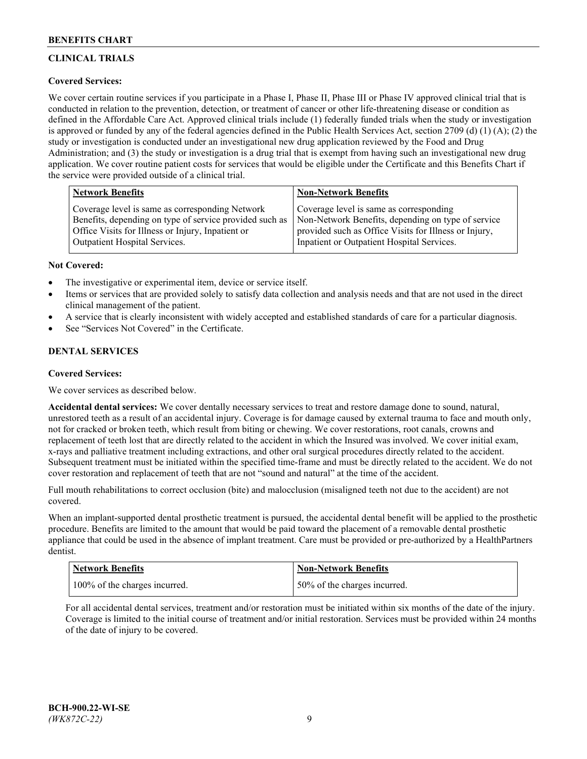## CLINICAL TRIALS

**Covered Services:**

We cover certain routine services if you participate in a Phase I, Phase II, Phase III or Phase IV approved clinical trial that is conducted in relation to the prevention, detection, or treatment of cancer or other life-threatening disease or condition as defined in the Affordable Care Act. Approved clinical trials include (1) federally funded trials when the study or investigation is approved or funded by any of the federal agencies defined in the Public Health Services Act, section 2709 (d) (1) (A); (2) the study or investigation is conducted under an investigational new drug application reviewed by the Food and Drug Administration; and (3) the study or investigation is a drug trial that is exempt from having such an investigational new drug application. We cover routine patient costs for services that would be eligible under the Certificate and this Benefits Chart if the service were provided outside of a clinical trial.

| Network Benefits | Non-Network Benefits |
|---|---|
| Coverage level is same as corresponding Network Benefits, depending on type of service provided such as Office Visits for Illness or Injury, Inpatient or Outpatient Hospital Services. | Coverage level is same as corresponding Non-Network Benefits, depending on type of service provided such as Office Visits for Illness or Injury, Inpatient or Outpatient Hospital Services. |

**Not Covered:**

- The investigative or experimental item, device or service itself.
- Items or services that are provided solely to satisfy data collection and analysis needs and that are not used in the direct clinical management of the patient.
- A service that is clearly inconsistent with widely accepted and established standards of care for a particular diagnosis.
- See "Services Not Covered" in the Certificate.

## DENTAL SERVICES

**Covered Services:**

We cover services as described below.

**Accidental dental services:** We cover dentally necessary services to treat and restore damage done to sound, natural, unrestored teeth as a result of an accidental injury. Coverage is for damage caused by external trauma to face and mouth only, not for cracked or broken teeth, which result from biting or chewing. We cover restorations, root canals, crowns and replacement of teeth lost that are directly related to the accident in which the Insured was involved. We cover initial exam, x-rays and palliative treatment including extractions, and other oral surgical procedures directly related to the accident. Subsequent treatment must be initiated within the specified time-frame and must be directly related to the accident. We do not cover restoration and replacement of teeth that are not "sound and natural" at the time of the accident.

Full mouth rehabilitations to correct occlusion (bite) and malocclusion (misaligned teeth not due to the accident) are not covered.

When an implant-supported dental prosthetic treatment is pursued, the accidental dental benefit will be applied to the prosthetic procedure. Benefits are limited to the amount that would be paid toward the placement of a removable dental prosthetic appliance that could be used in the absence of implant treatment. Care must be provided or pre-authorized by a HealthPartners dentist.

| Network Benefits | Non-Network Benefits |
|---|---|
| 100% of the charges incurred. | 50% of the charges incurred. |

For all accidental dental services, treatment and/or restoration must be initiated within six months of the date of the injury. Coverage is limited to the initial course of treatment and/or initial restoration. Services must be provided within 24 months of the date of injury to be covered.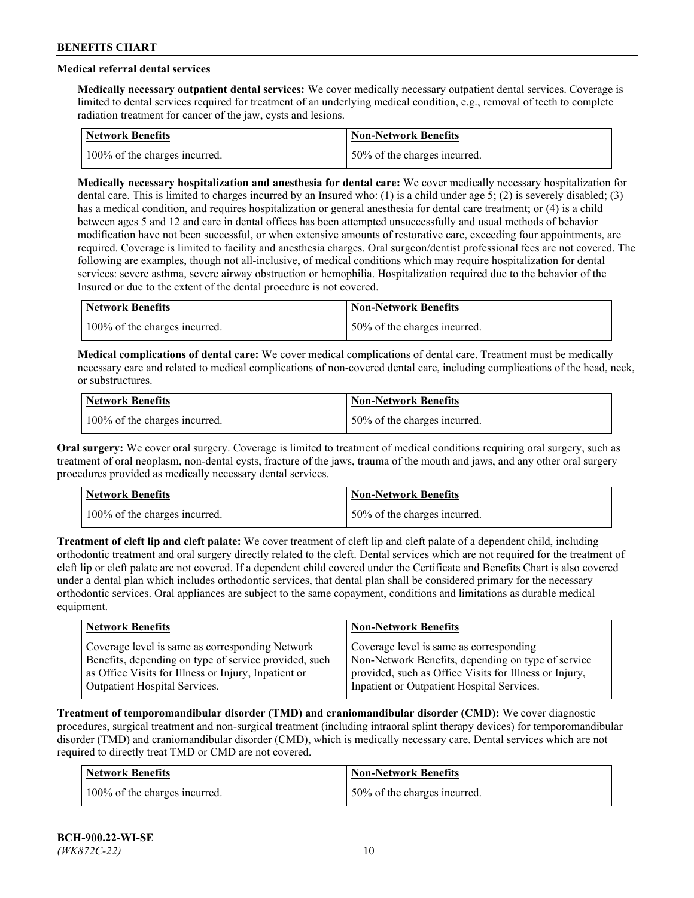### Medical referral dental services

**Medically necessary outpatient dental services:** We cover medically necessary outpatient dental services. Coverage is limited to dental services required for treatment of an underlying medical condition, e.g., removal of teeth to complete radiation treatment for cancer of the jaw, cysts and lesions.

| Network Benefits | Non-Network Benefits |
|---|---|
| 100% of the charges incurred. | 50% of the charges incurred. |

**Medically necessary hospitalization and anesthesia for dental care:** We cover medically necessary hospitalization for dental care. This is limited to charges incurred by an Insured who: (1) is a child under age 5; (2) is severely disabled; (3) has a medical condition, and requires hospitalization or general anesthesia for dental care treatment; or (4) is a child between ages 5 and 12 and care in dental offices has been attempted unsuccessfully and usual methods of behavior modification have not been successful, or when extensive amounts of restorative care, exceeding four appointments, are required. Coverage is limited to facility and anesthesia charges. Oral surgeon/dentist professional fees are not covered. The following are examples, though not all-inclusive, of medical conditions which may require hospitalization for dental services: severe asthma, severe airway obstruction or hemophilia. Hospitalization required due to the behavior of the Insured or due to the extent of the dental procedure is not covered.

| Network Benefits | Non-Network Benefits |
|---|---|
| 100% of the charges incurred. | 50% of the charges incurred. |

**Medical complications of dental care:** We cover medical complications of dental care. Treatment must be medically necessary care and related to medical complications of non-covered dental care, including complications of the head, neck, or substructures.

| Network Benefits | Non-Network Benefits |
|---|---|
| 100% of the charges incurred. | 50% of the charges incurred. |

**Oral surgery:** We cover oral surgery. Coverage is limited to treatment of medical conditions requiring oral surgery, such as treatment of oral neoplasm, non-dental cysts, fracture of the jaws, trauma of the mouth and jaws, and any other oral surgery procedures provided as medically necessary dental services.

| Network Benefits | Non-Network Benefits |
|---|---|
| 100% of the charges incurred. | 50% of the charges incurred. |

**Treatment of cleft lip and cleft palate:** We cover treatment of cleft lip and cleft palate of a dependent child, including orthodontic treatment and oral surgery directly related to the cleft. Dental services which are not required for the treatment of cleft lip or cleft palate are not covered. If a dependent child covered under the Certificate and Benefits Chart is also covered under a dental plan which includes orthodontic services, that dental plan shall be considered primary for the necessary orthodontic services. Oral appliances are subject to the same copayment, conditions and limitations as durable medical equipment.

| Network Benefits | Non-Network Benefits |
|---|---|
| Coverage level is same as corresponding Network Benefits, depending on type of service provided, such as Office Visits for Illness or Injury, Inpatient or Outpatient Hospital Services. | Coverage level is same as corresponding Non-Network Benefits, depending on type of service provided, such as Office Visits for Illness or Injury, Inpatient or Outpatient Hospital Services. |

**Treatment of temporomandibular disorder (TMD) and craniomandibular disorder (CMD):** We cover diagnostic procedures, surgical treatment and non-surgical treatment (including intraoral splint therapy devices) for temporomandibular disorder (TMD) and craniomandibular disorder (CMD), which is medically necessary care. Dental services which are not required to directly treat TMD or CMD are not covered.

| Network Benefits | Non-Network Benefits |
|---|---|
| 100% of the charges incurred. | 50% of the charges incurred. |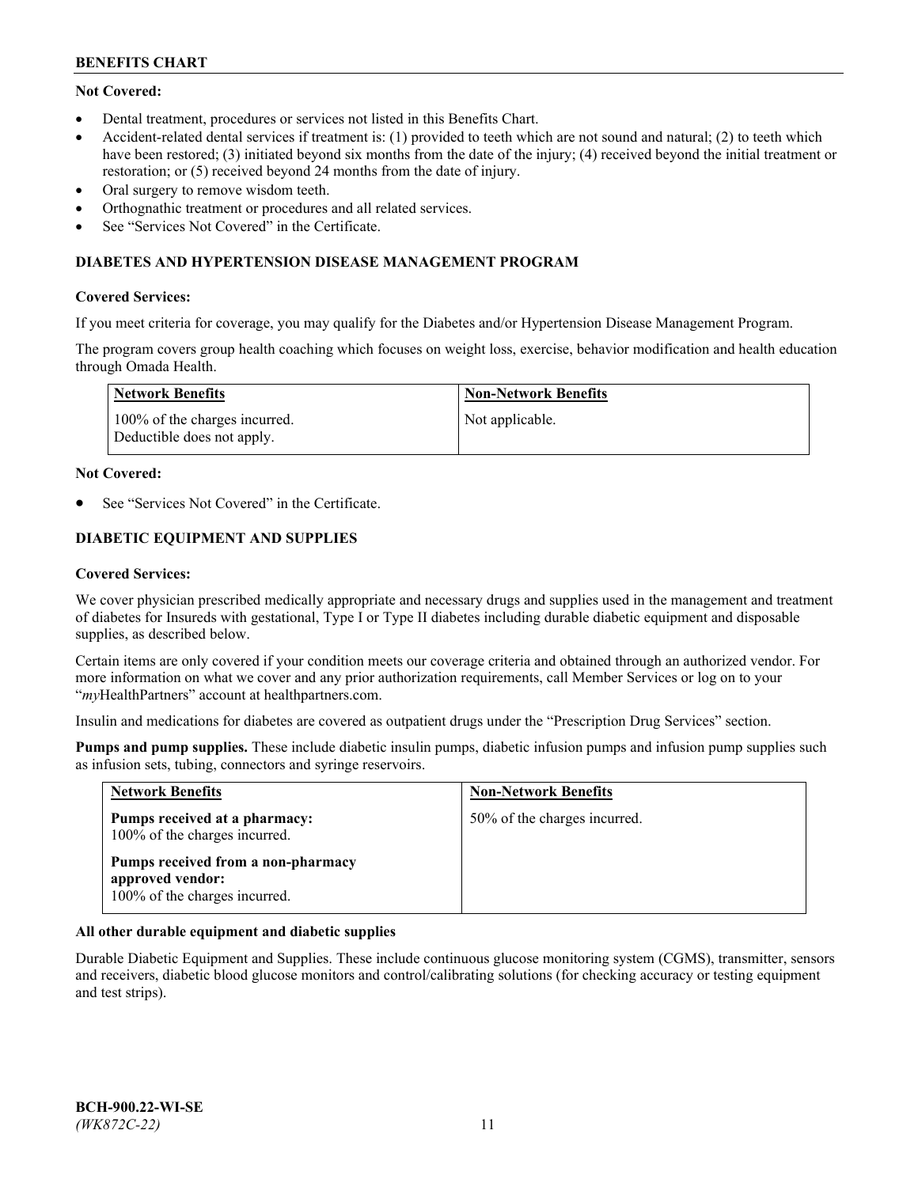**Not Covered:**

- Dental treatment, procedures or services not listed in this Benefits Chart.
- Accident-related dental services if treatment is: (1) provided to teeth which are not sound and natural; (2) to teeth which have been restored; (3) initiated beyond six months from the date of the injury; (4) received beyond the initial treatment or restoration; or (5) received beyond 24 months from the date of injury.
- Oral surgery to remove wisdom teeth.
- Orthognathic treatment or procedures and all related services.
- See "Services Not Covered" in the Certificate.

## DIABETES AND HYPERTENSION DISEASE MANAGEMENT PROGRAM

**Covered Services:**

If you meet criteria for coverage, you may qualify for the Diabetes and/or Hypertension Disease Management Program.

The program covers group health coaching which focuses on weight loss, exercise, behavior modification and health education through Omada Health.

| Network Benefits | Non-Network Benefits |
|---|---|
| 100% of the charges incurred. Deductible does not apply. | Not applicable. |

**Not Covered:**

- See "Services Not Covered" in the Certificate.

## DIABETIC EQUIPMENT AND SUPPLIES

**Covered Services:**

We cover physician prescribed medically appropriate and necessary drugs and supplies used in the management and treatment of diabetes for Insureds with gestational, Type I or Type II diabetes including durable diabetic equipment and disposable supplies, as described below.

Certain items are only covered if your condition meets our coverage criteria and obtained through an authorized vendor. For more information on what we cover and any prior authorization requirements, call Member Services or log on to your "*my*HealthPartners" account at healthpartners.com.

Insulin and medications for diabetes are covered as outpatient drugs under the "Prescription Drug Services" section.

**Pumps and pump supplies.** These include diabetic insulin pumps, diabetic infusion pumps and infusion pump supplies such as infusion sets, tubing, connectors and syringe reservoirs.

| Network Benefits | Non-Network Benefits |
|---|---|
| **Pumps received at a pharmacy:** 100% of the charges incurred. <br> **Pumps received from a non-pharmacy approved vendor:** 100% of the charges incurred. | 50% of the charges incurred. |

**All other durable equipment and diabetic supplies**

Durable Diabetic Equipment and Supplies. These include continuous glucose monitoring system (CGMS), transmitter, sensors and receivers, diabetic blood glucose monitors and control/calibrating solutions (for checking accuracy or testing equipment and test strips).

**BCH-900.22-WI-SE**
*(WK872C-22)*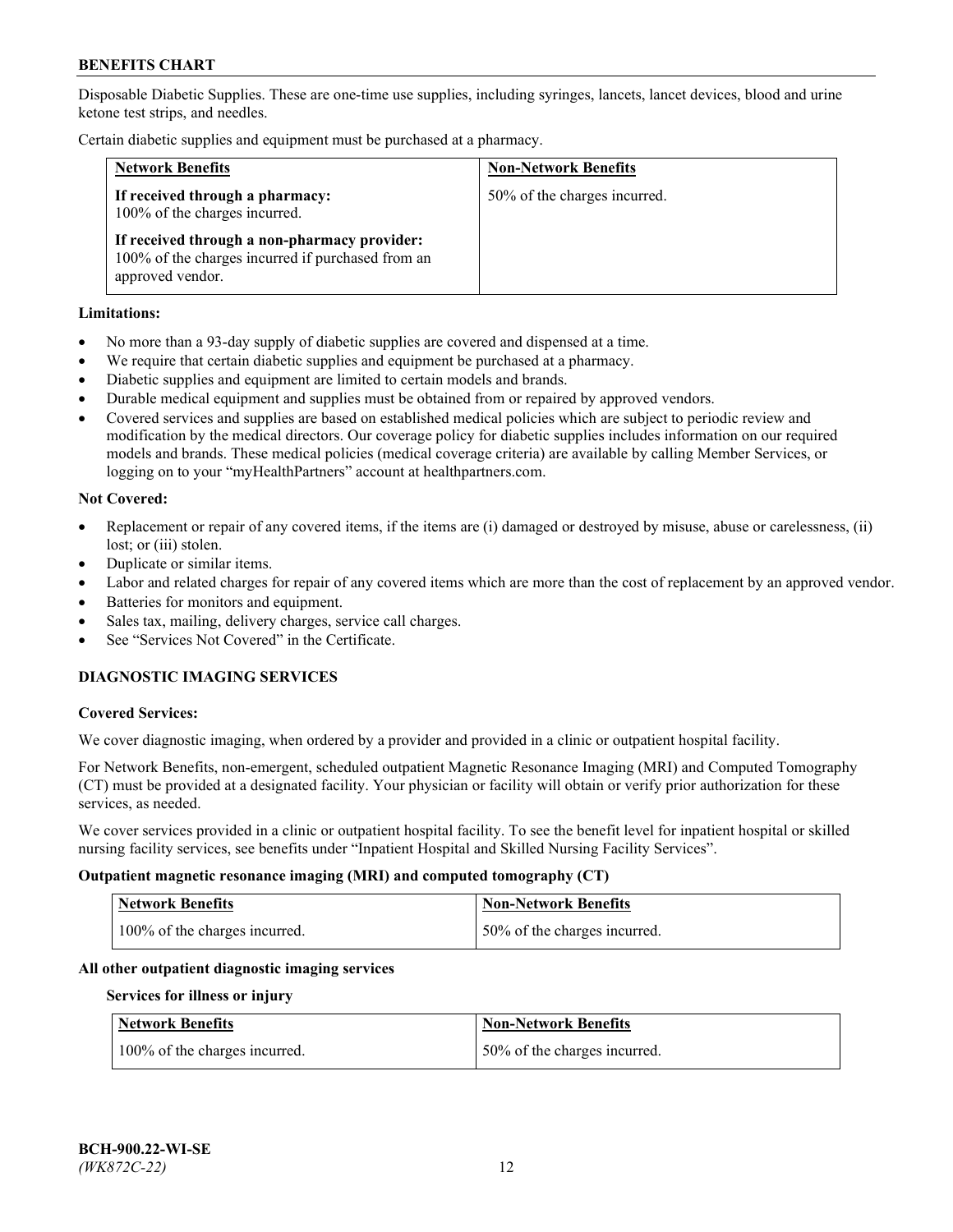Disposable Diabetic Supplies. These are one-time use supplies, including syringes, lancets, lancet devices, blood and urine ketone test strips, and needles.

Certain diabetic supplies and equipment must be purchased at a pharmacy.

| Network Benefits | Non-Network Benefits |
|---|---|
| **If received through a pharmacy:** 100% of the charges incurred. **If received through a non-pharmacy provider:** 100% of the charges incurred if purchased from an approved vendor. | 50% of the charges incurred. |

**Limitations:**

- No more than a 93-day supply of diabetic supplies are covered and dispensed at a time.
- We require that certain diabetic supplies and equipment be purchased at a pharmacy.
- Diabetic supplies and equipment are limited to certain models and brands.
- Durable medical equipment and supplies must be obtained from or repaired by approved vendors.
- Covered services and supplies are based on established medical policies which are subject to periodic review and modification by the medical directors. Our coverage policy for diabetic supplies includes information on our required models and brands. These medical policies (medical coverage criteria) are available by calling Member Services, or logging on to your "myHealthPartners" account at healthpartners.com.

**Not Covered:**

- Replacement or repair of any covered items, if the items are (i) damaged or destroyed by misuse, abuse or carelessness, (ii) lost; or (iii) stolen.
- Duplicate or similar items.
- Labor and related charges for repair of any covered items which are more than the cost of replacement by an approved vendor.
- Batteries for monitors and equipment.
- Sales tax, mailing, delivery charges, service call charges.
- See "Services Not Covered" in the Certificate.

## DIAGNOSTIC IMAGING SERVICES

**Covered Services:**

We cover diagnostic imaging, when ordered by a provider and provided in a clinic or outpatient hospital facility.

For Network Benefits, non-emergent, scheduled outpatient Magnetic Resonance Imaging (MRI) and Computed Tomography (CT) must be provided at a designated facility. Your physician or facility will obtain or verify prior authorization for these services, as needed.

We cover services provided in a clinic or outpatient hospital facility. To see the benefit level for inpatient hospital or skilled nursing facility services, see benefits under "Inpatient Hospital and Skilled Nursing Facility Services".

**Outpatient magnetic resonance imaging (MRI) and computed tomography (CT)**

| Network Benefits | Non-Network Benefits |
|---|---|
| 100% of the charges incurred. | 50% of the charges incurred. |

**All other outpatient diagnostic imaging services**

**Services for illness or injury**

| Network Benefits | Non-Network Benefits |
|---|---|
| 100% of the charges incurred. | 50% of the charges incurred. |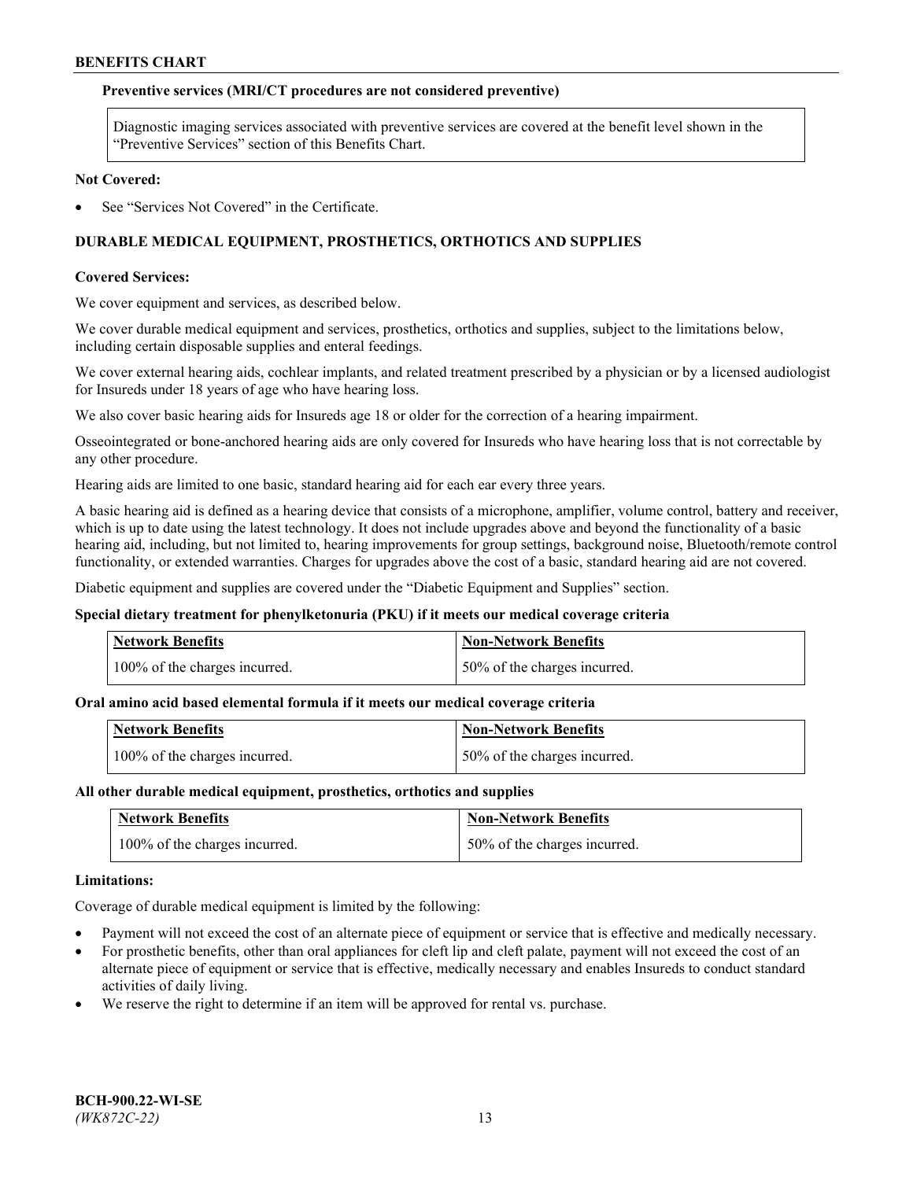**Preventive services (MRI/CT procedures are not considered preventive)**

| Diagnostic imaging services associated with preventive services are covered at the benefit level shown in the “Preventive Services” section of this Benefits Chart. |
| --- |

**Not Covered:**

- See “Services Not Covered” in the Certificate.

## DURABLE MEDICAL EQUIPMENT, PROSTHETICS, ORTHOTICS AND SUPPLIES

**Covered Services:**

We cover equipment and services, as described below.

We cover durable medical equipment and services, prosthetics, orthotics and supplies, subject to the limitations below, including certain disposable supplies and enteral feedings.

We cover external hearing aids, cochlear implants, and related treatment prescribed by a physician or by a licensed audiologist for Insureds under 18 years of age who have hearing loss.

We also cover basic hearing aids for Insureds age 18 or older for the correction of a hearing impairment.

Osseointegrated or bone-anchored hearing aids are only covered for Insureds who have hearing loss that is not correctable by any other procedure.

Hearing aids are limited to one basic, standard hearing aid for each ear every three years.

A basic hearing aid is defined as a hearing device that consists of a microphone, amplifier, volume control, battery and receiver, which is up to date using the latest technology. It does not include upgrades above and beyond the functionality of a basic hearing aid, including, but not limited to, hearing improvements for group settings, background noise, Bluetooth/remote control functionality, or extended warranties. Charges for upgrades above the cost of a basic, standard hearing aid are not covered.

Diabetic equipment and supplies are covered under the “Diabetic Equipment and Supplies” section.

**Special dietary treatment for phenylketonuria (PKU) if it meets our medical coverage criteria**

| Network Benefits | Non-Network Benefits |
| --- | --- |
| 100% of the charges incurred. | 50% of the charges incurred. |

**Oral amino acid based elemental formula if it meets our medical coverage criteria**

| Network Benefits | Non-Network Benefits |
| --- | --- |
| 100% of the charges incurred. | 50% of the charges incurred. |

**All other durable medical equipment, prosthetics, orthotics and supplies**

| Network Benefits | Non-Network Benefits |
| --- | --- |
| 100% of the charges incurred. | 50% of the charges incurred. |

**Limitations:**

Coverage of durable medical equipment is limited by the following:

- Payment will not exceed the cost of an alternate piece of equipment or service that is effective and medically necessary.
- For prosthetic benefits, other than oral appliances for cleft lip and cleft palate, payment will not exceed the cost of an alternate piece of equipment or service that is effective, medically necessary and enables Insureds to conduct standard activities of daily living.
- We reserve the right to determine if an item will be approved for rental vs. purchase.

BCH-900.22-WI-SE
*(WK872C-22)*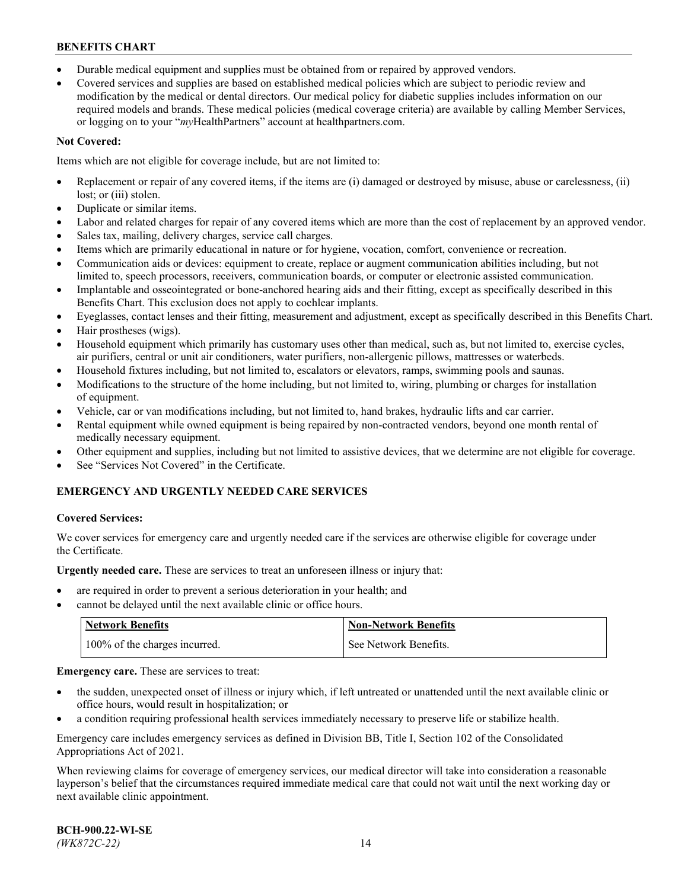- Durable medical equipment and supplies must be obtained from or repaired by approved vendors.
- Covered services and supplies are based on established medical policies which are subject to periodic review and modification by the medical or dental directors. Our medical policy for diabetic supplies includes information on our required models and brands. These medical policies (medical coverage criteria) are available by calling Member Services, or logging on to your "*my*HealthPartners" account at healthpartners.com.

**Not Covered:**

Items which are not eligible for coverage include, but are not limited to:

- Replacement or repair of any covered items, if the items are (i) damaged or destroyed by misuse, abuse or carelessness, (ii) lost; or (iii) stolen.
- Duplicate or similar items.
- Labor and related charges for repair of any covered items which are more than the cost of replacement by an approved vendor.
- Sales tax, mailing, delivery charges, service call charges.
- Items which are primarily educational in nature or for hygiene, vocation, comfort, convenience or recreation.
- Communication aids or devices: equipment to create, replace or augment communication abilities including, but not limited to, speech processors, receivers, communication boards, or computer or electronic assisted communication.
- Implantable and osseointegrated or bone-anchored hearing aids and their fitting, except as specifically described in this Benefits Chart. This exclusion does not apply to cochlear implants.
- Eyeglasses, contact lenses and their fitting, measurement and adjustment, except as specifically described in this Benefits Chart.
- Hair prostheses (wigs).
- Household equipment which primarily has customary uses other than medical, such as, but not limited to, exercise cycles, air purifiers, central or unit air conditioners, water purifiers, non-allergenic pillows, mattresses or waterbeds.
- Household fixtures including, but not limited to, escalators or elevators, ramps, swimming pools and saunas.
- Modifications to the structure of the home including, but not limited to, wiring, plumbing or charges for installation of equipment.
- Vehicle, car or van modifications including, but not limited to, hand brakes, hydraulic lifts and car carrier.
- Rental equipment while owned equipment is being repaired by non-contracted vendors, beyond one month rental of medically necessary equipment.
- Other equipment and supplies, including but not limited to assistive devices, that we determine are not eligible for coverage.
- See "Services Not Covered" in the Certificate.

## EMERGENCY AND URGENTLY NEEDED CARE SERVICES

**Covered Services:**

We cover services for emergency care and urgently needed care if the services are otherwise eligible for coverage under the Certificate.

**Urgently needed care.** These are services to treat an unforeseen illness or injury that:

- are required in order to prevent a serious deterioration in your health; and
- cannot be delayed until the next available clinic or office hours.

| Network Benefits | Non-Network Benefits |
| --- | --- |
| 100% of the charges incurred. | See Network Benefits. |

**Emergency care.** These are services to treat:

- the sudden, unexpected onset of illness or injury which, if left untreated or unattended until the next available clinic or office hours, would result in hospitalization; or
- a condition requiring professional health services immediately necessary to preserve life or stabilize health.

Emergency care includes emergency services as defined in Division BB, Title I, Section 102 of the Consolidated Appropriations Act of 2021.

When reviewing claims for coverage of emergency services, our medical director will take into consideration a reasonable layperson's belief that the circumstances required immediate medical care that could not wait until the next working day or next available clinic appointment.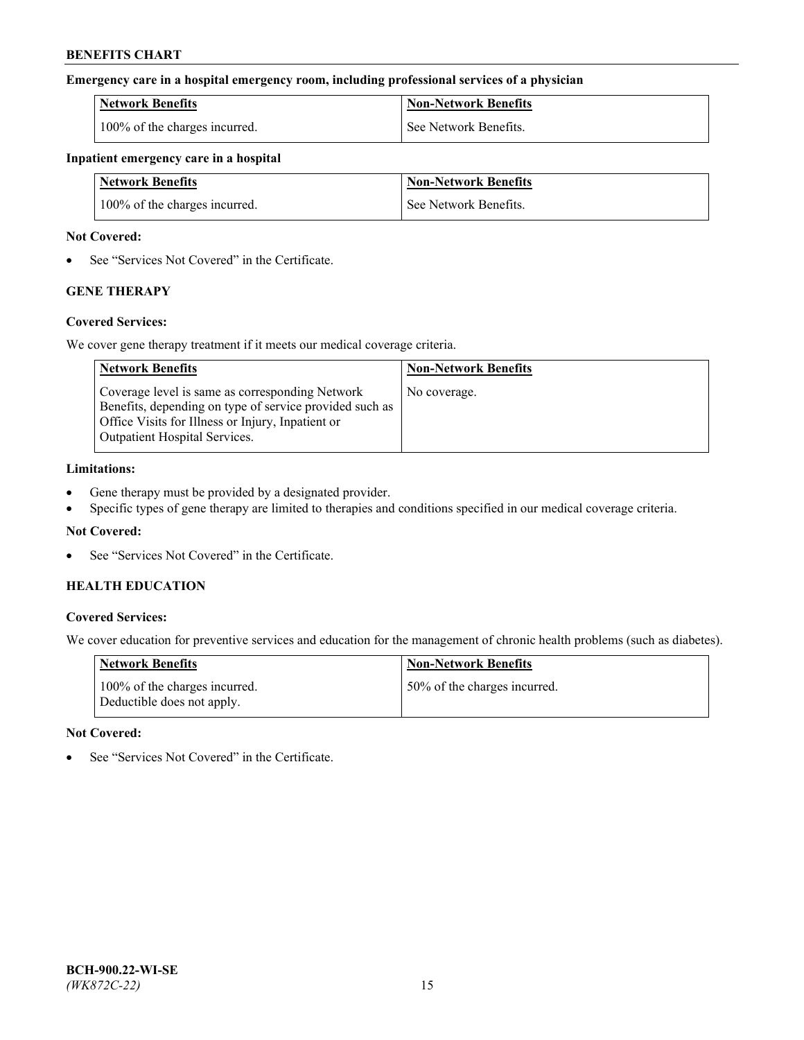**Emergency care in a hospital emergency room, including professional services of a physician**

| Network Benefits | Non-Network Benefits |
| --- | --- |
| 100% of the charges incurred. | See Network Benefits. |

**Inpatient emergency care in a hospital**

| Network Benefits | Non-Network Benefits |
| --- | --- |
| 100% of the charges incurred. | See Network Benefits. |

**Not Covered:**

- See "Services Not Covered" in the Certificate.

### GENE THERAPY

**Covered Services:**

We cover gene therapy treatment if it meets our medical coverage criteria.

| Network Benefits | Non-Network Benefits |
| --- | --- |
| Coverage level is same as corresponding Network Benefits, depending on type of service provided such as Office Visits for Illness or Injury, Inpatient or Outpatient Hospital Services. | No coverage. |

**Limitations:**

- Gene therapy must be provided by a designated provider.
- Specific types of gene therapy are limited to therapies and conditions specified in our medical coverage criteria.

**Not Covered:**

- See "Services Not Covered" in the Certificate.

### HEALTH EDUCATION

**Covered Services:**

We cover education for preventive services and education for the management of chronic health problems (such as diabetes).

| Network Benefits | Non-Network Benefits |
| --- | --- |
| 100% of the charges incurred. Deductible does not apply. | 50% of the charges incurred. |

**Not Covered:**

- See "Services Not Covered" in the Certificate.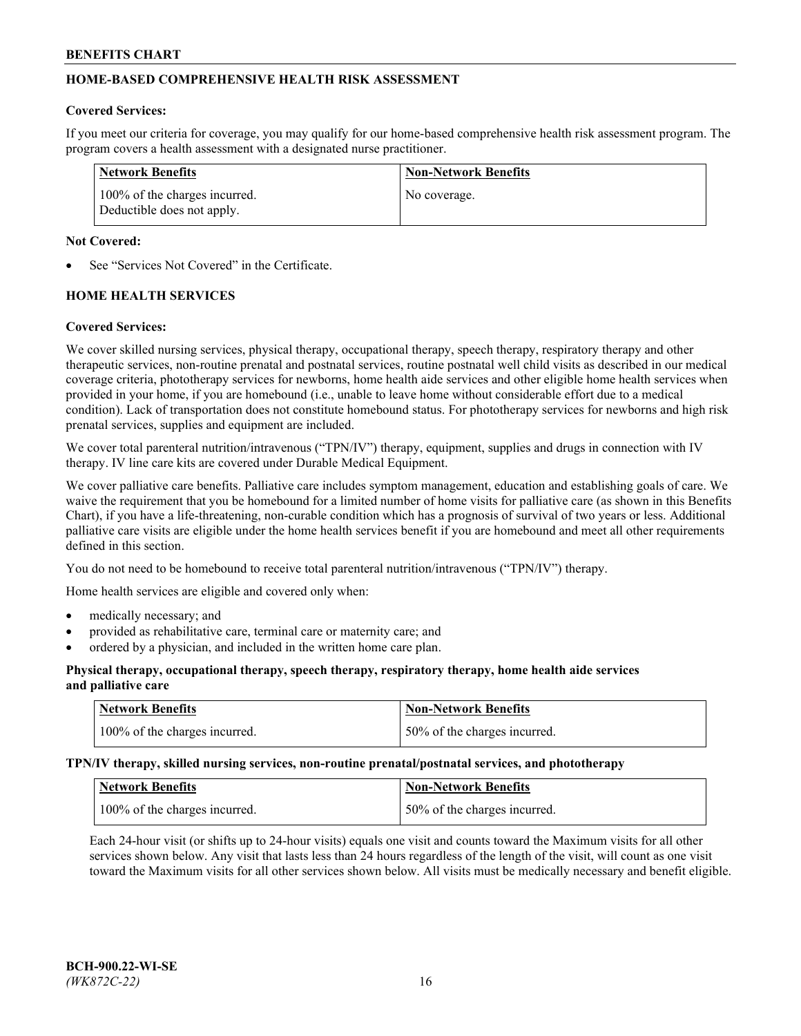## HOME-BASED COMPREHENSIVE HEALTH RISK ASSESSMENT

**Covered Services:**

If you meet our criteria for coverage, you may qualify for our home-based comprehensive health risk assessment program. The program covers a health assessment with a designated nurse practitioner.

| Network Benefits | Non-Network Benefits |
|---|---|
| 100% of the charges incurred. Deductible does not apply. | No coverage. |

**Not Covered:**

- See "Services Not Covered" in the Certificate.

## HOME HEALTH SERVICES

**Covered Services:**

We cover skilled nursing services, physical therapy, occupational therapy, speech therapy, respiratory therapy and other therapeutic services, non-routine prenatal and postnatal services, routine postnatal well child visits as described in our medical coverage criteria, phototherapy services for newborns, home health aide services and other eligible home health services when provided in your home, if you are homebound (i.e., unable to leave home without considerable effort due to a medical condition). Lack of transportation does not constitute homebound status. For phototherapy services for newborns and high risk prenatal services, supplies and equipment are included.

We cover total parenteral nutrition/intravenous ("TPN/IV") therapy, equipment, supplies and drugs in connection with IV therapy. IV line care kits are covered under Durable Medical Equipment.

We cover palliative care benefits. Palliative care includes symptom management, education and establishing goals of care. We waive the requirement that you be homebound for a limited number of home visits for palliative care (as shown in this Benefits Chart), if you have a life-threatening, non-curable condition which has a prognosis of survival of two years or less. Additional palliative care visits are eligible under the home health services benefit if you are homebound and meet all other requirements defined in this section.

You do not need to be homebound to receive total parenteral nutrition/intravenous ("TPN/IV") therapy.

Home health services are eligible and covered only when:

- medically necessary; and
- provided as rehabilitative care, terminal care or maternity care; and
- ordered by a physician, and included in the written home care plan.

**Physical therapy, occupational therapy, speech therapy, respiratory therapy, home health aide services and palliative care**

| Network Benefits | Non-Network Benefits |
|---|---|
| 100% of the charges incurred. | 50% of the charges incurred. |

**TPN/IV therapy, skilled nursing services, non-routine prenatal/postnatal services, and phototherapy**

| Network Benefits | Non-Network Benefits |
|---|---|
| 100% of the charges incurred. | 50% of the charges incurred. |

Each 24-hour visit (or shifts up to 24-hour visits) equals one visit and counts toward the Maximum visits for all other services shown below. Any visit that lasts less than 24 hours regardless of the length of the visit, will count as one visit toward the Maximum visits for all other services shown below. All visits must be medically necessary and benefit eligible.

BCH-900.22-WI-SE
*(WK872C-22)*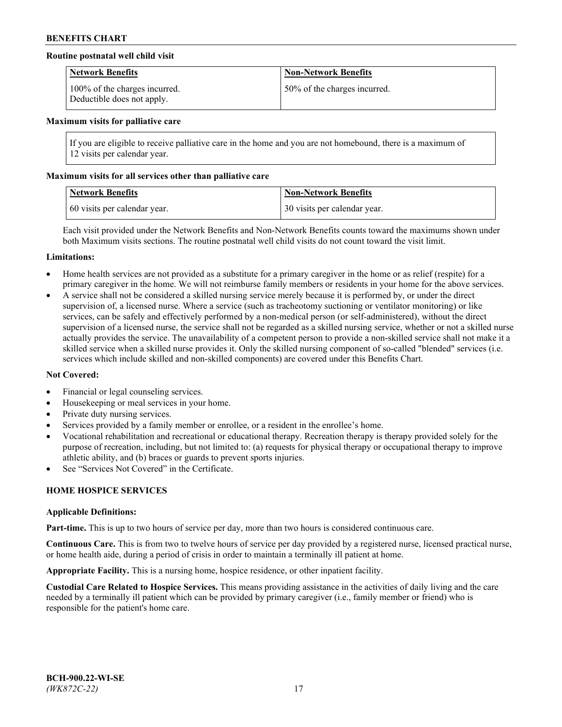**Routine postnatal well child visit**

| Network Benefits | Non-Network Benefits |
| --- | --- |
| 100% of the charges incurred. Deductible does not apply. | 50% of the charges incurred. |

**Maximum visits for palliative care**

| If you are eligible to receive palliative care in the home and you are not homebound, there is a maximum of 12 visits per calendar year. |
| --- |

**Maximum visits for all services other than palliative care**

| Network Benefits | Non-Network Benefits |
| --- | --- |
| 60 visits per calendar year. | 30 visits per calendar year. |

Each visit provided under the Network Benefits and Non-Network Benefits counts toward the maximums shown under both Maximum visits sections. The routine postnatal well child visits do not count toward the visit limit.

**Limitations:**

- Home health services are not provided as a substitute for a primary caregiver in the home or as relief (respite) for a primary caregiver in the home. We will not reimburse family members or residents in your home for the above services.
- A service shall not be considered a skilled nursing service merely because it is performed by, or under the direct supervision of, a licensed nurse. Where a service (such as tracheotomy suctioning or ventilator monitoring) or like services, can be safely and effectively performed by a non-medical person (or self-administered), without the direct supervision of a licensed nurse, the service shall not be regarded as a skilled nursing service, whether or not a skilled nurse actually provides the service. The unavailability of a competent person to provide a non-skilled service shall not make it a skilled service when a skilled nurse provides it. Only the skilled nursing component of so-called "blended" services (i.e. services which include skilled and non-skilled components) are covered under this Benefits Chart.

**Not Covered:**

- Financial or legal counseling services.
- Housekeeping or meal services in your home.
- Private duty nursing services.
- Services provided by a family member or enrollee, or a resident in the enrollee's home.
- Vocational rehabilitation and recreational or educational therapy. Recreation therapy is therapy provided solely for the purpose of recreation, including, but not limited to: (a) requests for physical therapy or occupational therapy to improve athletic ability, and (b) braces or guards to prevent sports injuries.
- See "Services Not Covered" in the Certificate.

## HOME HOSPICE SERVICES

**Applicable Definitions:**

**Part-time.** This is up to two hours of service per day, more than two hours is considered continuous care.

**Continuous Care.** This is from two to twelve hours of service per day provided by a registered nurse, licensed practical nurse, or home health aide, during a period of crisis in order to maintain a terminally ill patient at home.

**Appropriate Facility.** This is a nursing home, hospice residence, or other inpatient facility.

**Custodial Care Related to Hospice Services.** This means providing assistance in the activities of daily living and the care needed by a terminally ill patient which can be provided by primary caregiver (i.e., family member or friend) who is responsible for the patient's home care.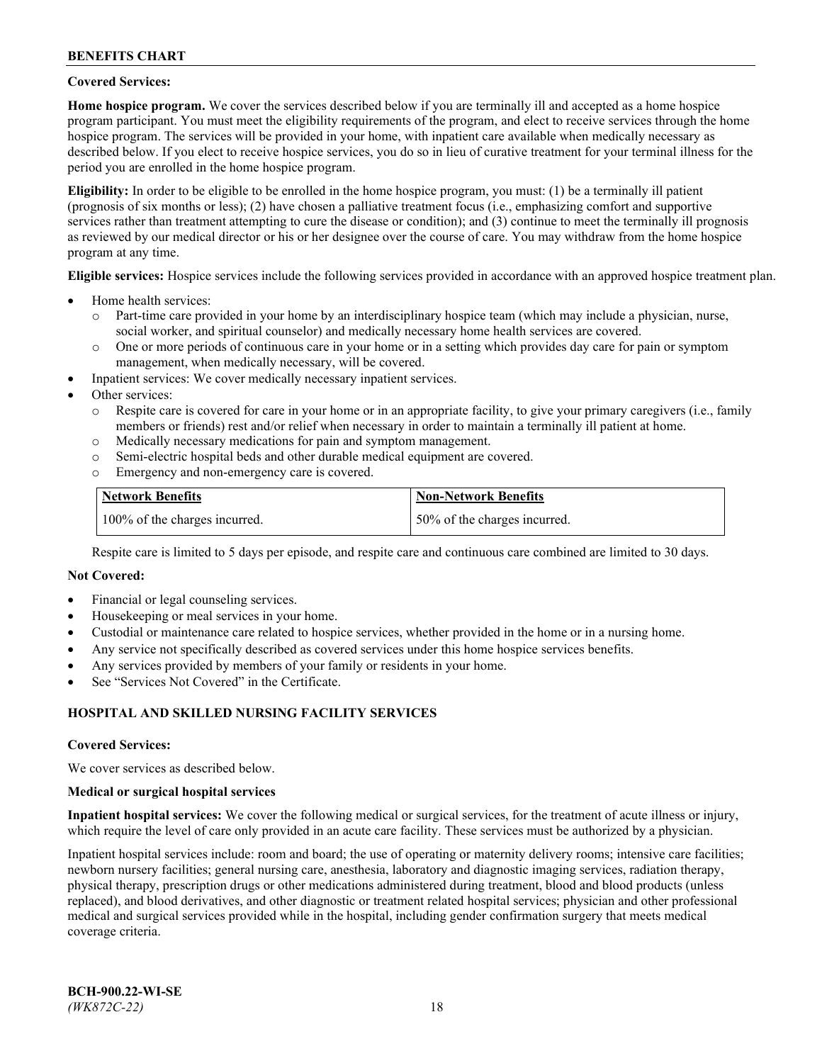**Covered Services:**

**Home hospice program.** We cover the services described below if you are terminally ill and accepted as a home hospice program participant. You must meet the eligibility requirements of the program, and elect to receive services through the home hospice program. The services will be provided in your home, with inpatient care available when medically necessary as described below. If you elect to receive hospice services, you do so in lieu of curative treatment for your terminal illness for the period you are enrolled in the home hospice program.

**Eligibility:** In order to be eligible to be enrolled in the home hospice program, you must: (1) be a terminally ill patient (prognosis of six months or less); (2) have chosen a palliative treatment focus (i.e., emphasizing comfort and supportive services rather than treatment attempting to cure the disease or condition); and (3) continue to meet the terminally ill prognosis as reviewed by our medical director or his or her designee over the course of care. You may withdraw from the home hospice program at any time.

**Eligible services:** Hospice services include the following services provided in accordance with an approved hospice treatment plan.

- Home health services:
  - Part-time care provided in your home by an interdisciplinary hospice team (which may include a physician, nurse, social worker, and spiritual counselor) and medically necessary home health services are covered.
  - One or more periods of continuous care in your home or in a setting which provides day care for pain or symptom management, when medically necessary, will be covered.
- Inpatient services: We cover medically necessary inpatient services.
- Other services:
  - Respite care is covered for care in your home or in an appropriate facility, to give your primary caregivers (i.e., family members or friends) rest and/or relief when necessary in order to maintain a terminally ill patient at home.
  - Medically necessary medications for pain and symptom management.
  - Semi-electric hospital beds and other durable medical equipment are covered.
  - Emergency and non-emergency care is covered.

| Network Benefits | Non-Network Benefits |
|---|---|
| 100% of the charges incurred. | 50% of the charges incurred. |

Respite care is limited to 5 days per episode, and respite care and continuous care combined are limited to 30 days.

**Not Covered:**

- Financial or legal counseling services.
- Housekeeping or meal services in your home.
- Custodial or maintenance care related to hospice services, whether provided in the home or in a nursing home.
- Any service not specifically described as covered services under this home hospice services benefits.
- Any services provided by members of your family or residents in your home.
- See "Services Not Covered" in the Certificate.

## HOSPITAL AND SKILLED NURSING FACILITY SERVICES

**Covered Services:**

We cover services as described below.

**Medical or surgical hospital services**

**Inpatient hospital services:** We cover the following medical or surgical services, for the treatment of acute illness or injury, which require the level of care only provided in an acute care facility. These services must be authorized by a physician.

Inpatient hospital services include: room and board; the use of operating or maternity delivery rooms; intensive care facilities; newborn nursery facilities; general nursing care, anesthesia, laboratory and diagnostic imaging services, radiation therapy, physical therapy, prescription drugs or other medications administered during treatment, blood and blood products (unless replaced), and blood derivatives, and other diagnostic or treatment related hospital services; physician and other professional medical and surgical services provided while in the hospital, including gender confirmation surgery that meets medical coverage criteria.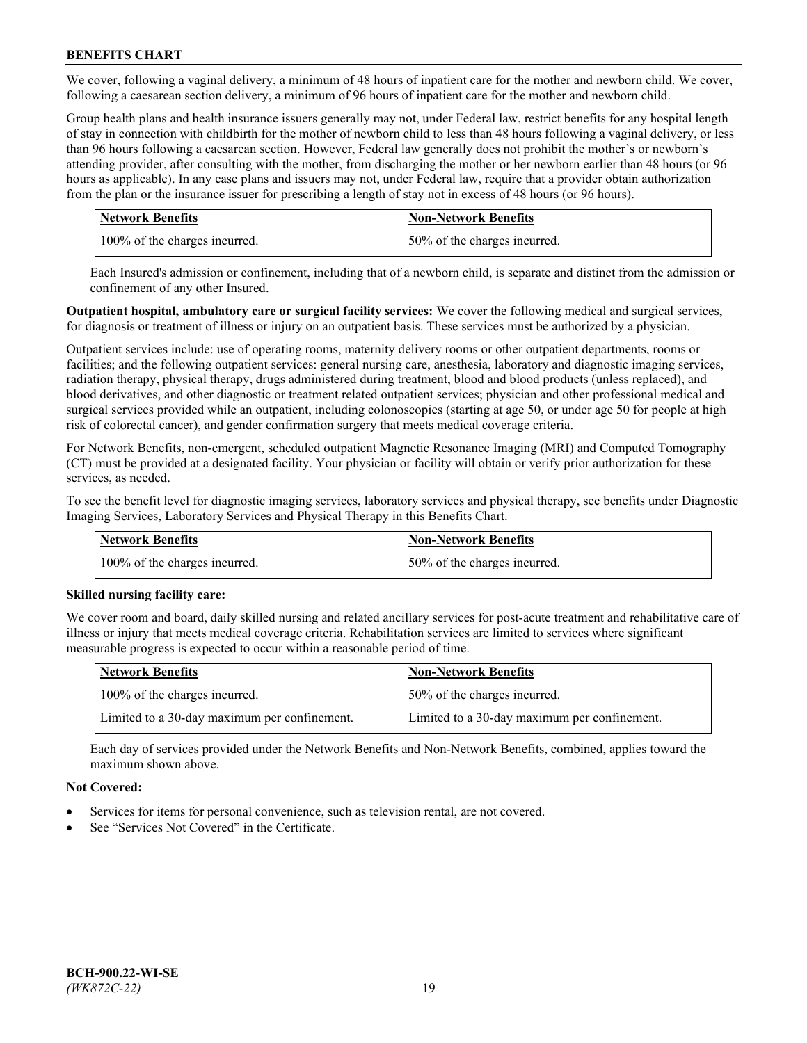We cover, following a vaginal delivery, a minimum of 48 hours of inpatient care for the mother and newborn child. We cover, following a caesarean section delivery, a minimum of 96 hours of inpatient care for the mother and newborn child.

Group health plans and health insurance issuers generally may not, under Federal law, restrict benefits for any hospital length of stay in connection with childbirth for the mother of newborn child to less than 48 hours following a vaginal delivery, or less than 96 hours following a caesarean section. However, Federal law generally does not prohibit the mother's or newborn's attending provider, after consulting with the mother, from discharging the mother or her newborn earlier than 48 hours (or 96 hours as applicable). In any case plans and issuers may not, under Federal law, require that a provider obtain authorization from the plan or the insurance issuer for prescribing a length of stay not in excess of 48 hours (or 96 hours).

| Network Benefits | Non-Network Benefits |
| --- | --- |
| 100% of the charges incurred. | 50% of the charges incurred. |

Each Insured's admission or confinement, including that of a newborn child, is separate and distinct from the admission or confinement of any other Insured.

**Outpatient hospital, ambulatory care or surgical facility services:** We cover the following medical and surgical services, for diagnosis or treatment of illness or injury on an outpatient basis. These services must be authorized by a physician.

Outpatient services include: use of operating rooms, maternity delivery rooms or other outpatient departments, rooms or facilities; and the following outpatient services: general nursing care, anesthesia, laboratory and diagnostic imaging services, radiation therapy, physical therapy, drugs administered during treatment, blood and blood products (unless replaced), and blood derivatives, and other diagnostic or treatment related outpatient services; physician and other professional medical and surgical services provided while an outpatient, including colonoscopies (starting at age 50, or under age 50 for people at high risk of colorectal cancer), and gender confirmation surgery that meets medical coverage criteria.

For Network Benefits, non-emergent, scheduled outpatient Magnetic Resonance Imaging (MRI) and Computed Tomography (CT) must be provided at a designated facility. Your physician or facility will obtain or verify prior authorization for these services, as needed.

To see the benefit level for diagnostic imaging services, laboratory services and physical therapy, see benefits under Diagnostic Imaging Services, Laboratory Services and Physical Therapy in this Benefits Chart.

| Network Benefits | Non-Network Benefits |
| --- | --- |
| 100% of the charges incurred. | 50% of the charges incurred. |

**Skilled nursing facility care:**

We cover room and board, daily skilled nursing and related ancillary services for post-acute treatment and rehabilitative care of illness or injury that meets medical coverage criteria. Rehabilitation services are limited to services where significant measurable progress is expected to occur within a reasonable period of time.

| Network Benefits | Non-Network Benefits |
| --- | --- |
| 100% of the charges incurred. | 50% of the charges incurred. |
| Limited to a 30-day maximum per confinement. | Limited to a 30-day maximum per confinement. |

Each day of services provided under the Network Benefits and Non-Network Benefits, combined, applies toward the maximum shown above.

**Not Covered:**

- Services for items for personal convenience, such as television rental, are not covered.
- See "Services Not Covered" in the Certificate.

**BCH-900.22-WI-SE**
*(WK872C-22)*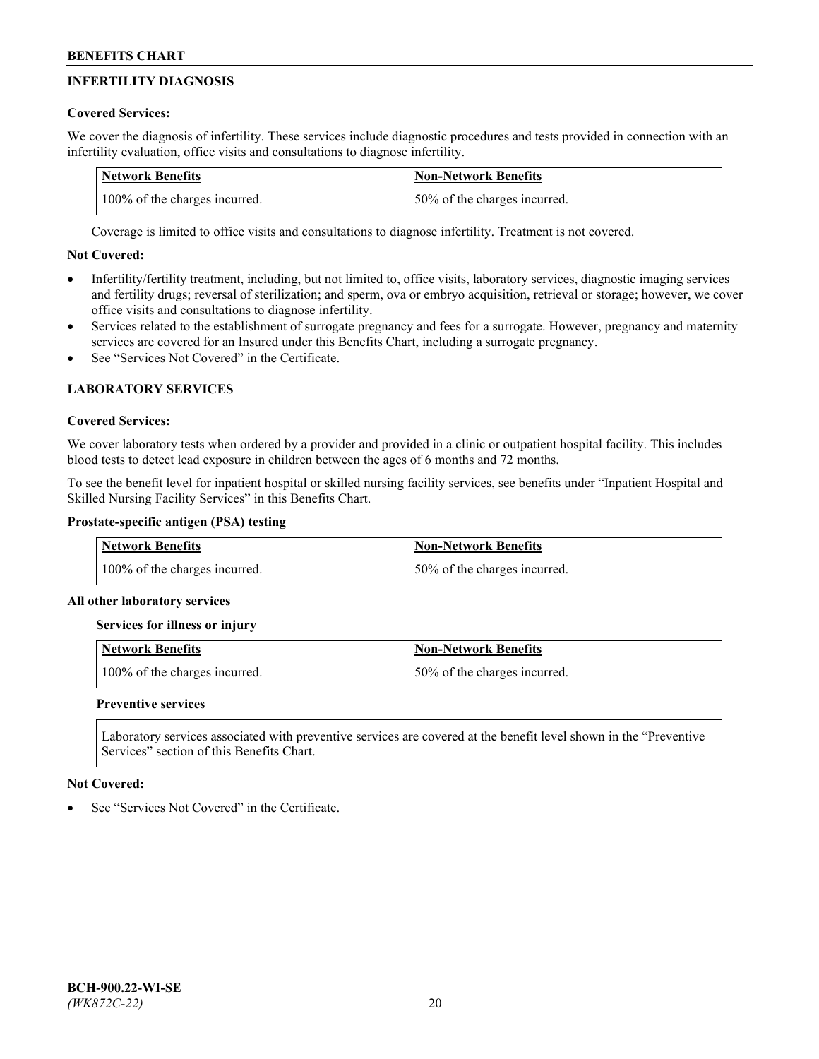## INFERTILITY DIAGNOSIS

**Covered Services:**

We cover the diagnosis of infertility. These services include diagnostic procedures and tests provided in connection with an infertility evaluation, office visits and consultations to diagnose infertility.

| Network Benefits | Non-Network Benefits |
| --- | --- |
| 100% of the charges incurred. | 50% of the charges incurred. |

Coverage is limited to office visits and consultations to diagnose infertility. Treatment is not covered.

**Not Covered:**

- Infertility/fertility treatment, including, but not limited to, office visits, laboratory services, diagnostic imaging services and fertility drugs; reversal of sterilization; and sperm, ova or embryo acquisition, retrieval or storage; however, we cover office visits and consultations to diagnose infertility.
- Services related to the establishment of surrogate pregnancy and fees for a surrogate. However, pregnancy and maternity services are covered for an Insured under this Benefits Chart, including a surrogate pregnancy.
- See "Services Not Covered" in the Certificate.

## LABORATORY SERVICES

**Covered Services:**

We cover laboratory tests when ordered by a provider and provided in a clinic or outpatient hospital facility. This includes blood tests to detect lead exposure in children between the ages of 6 months and 72 months.

To see the benefit level for inpatient hospital or skilled nursing facility services, see benefits under "Inpatient Hospital and Skilled Nursing Facility Services" in this Benefits Chart.

**Prostate-specific antigen (PSA) testing**

| Network Benefits | Non-Network Benefits |
| --- | --- |
| 100% of the charges incurred. | 50% of the charges incurred. |

**All other laboratory services**

**Services for illness or injury**

| Network Benefits | Non-Network Benefits |
| --- | --- |
| 100% of the charges incurred. | 50% of the charges incurred. |

**Preventive services**

Laboratory services associated with preventive services are covered at the benefit level shown in the "Preventive Services" section of this Benefits Chart.

**Not Covered:**

- See "Services Not Covered" in the Certificate.

BCH-900.22-WI-SE
*(WK872C-22)*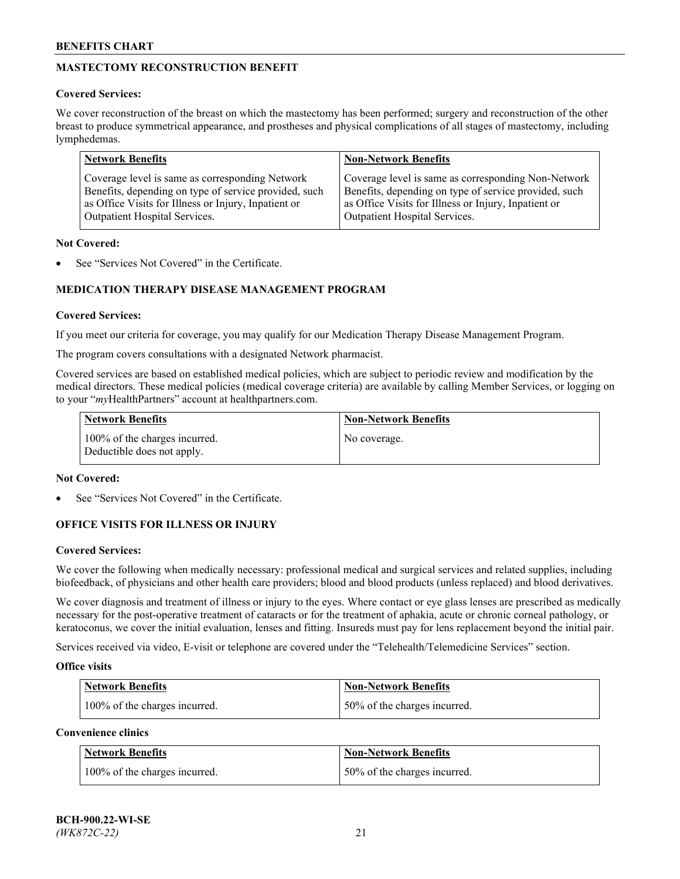## MASTECTOMY RECONSTRUCTION BENEFIT

**Covered Services:**

We cover reconstruction of the breast on which the mastectomy has been performed; surgery and reconstruction of the other breast to produce symmetrical appearance, and prostheses and physical complications of all stages of mastectomy, including lymphedemas.

| Network Benefits | Non-Network Benefits |
| --- | --- |
| Coverage level is same as corresponding Network Benefits, depending on type of service provided, such as Office Visits for Illness or Injury, Inpatient or Outpatient Hospital Services. | Coverage level is same as corresponding Non-Network Benefits, depending on type of service provided, such as Office Visits for Illness or Injury, Inpatient or Outpatient Hospital Services. |

**Not Covered:**

- See "Services Not Covered" in the Certificate.

## MEDICATION THERAPY DISEASE MANAGEMENT PROGRAM

**Covered Services:**

If you meet our criteria for coverage, you may qualify for our Medication Therapy Disease Management Program.

The program covers consultations with a designated Network pharmacist.

Covered services are based on established medical policies, which are subject to periodic review and modification by the medical directors. These medical policies (medical coverage criteria) are available by calling Member Services, or logging on to your "*my*HealthPartners" account at healthpartners.com.

| Network Benefits | Non-Network Benefits |
| --- | --- |
| 100% of the charges incurred. Deductible does not apply. | No coverage. |

**Not Covered:**

- See "Services Not Covered" in the Certificate.

## OFFICE VISITS FOR ILLNESS OR INJURY

**Covered Services:**

We cover the following when medically necessary: professional medical and surgical services and related supplies, including biofeedback, of physicians and other health care providers; blood and blood products (unless replaced) and blood derivatives.

We cover diagnosis and treatment of illness or injury to the eyes. Where contact or eye glass lenses are prescribed as medically necessary for the post-operative treatment of cataracts or for the treatment of aphakia, acute or chronic corneal pathology, or keratoconus, we cover the initial evaluation, lenses and fitting. Insureds must pay for lens replacement beyond the initial pair.

Services received via video, E-visit or telephone are covered under the "Telehealth/Telemedicine Services" section.

**Office visits**

| Network Benefits | Non-Network Benefits |
| --- | --- |
| 100% of the charges incurred. | 50% of the charges incurred. |

**Convenience clinics**

| Network Benefits | Non-Network Benefits |
| --- | --- |
| 100% of the charges incurred. | 50% of the charges incurred. |

BCH-900.22-WI-SE
*(WK872C-22)*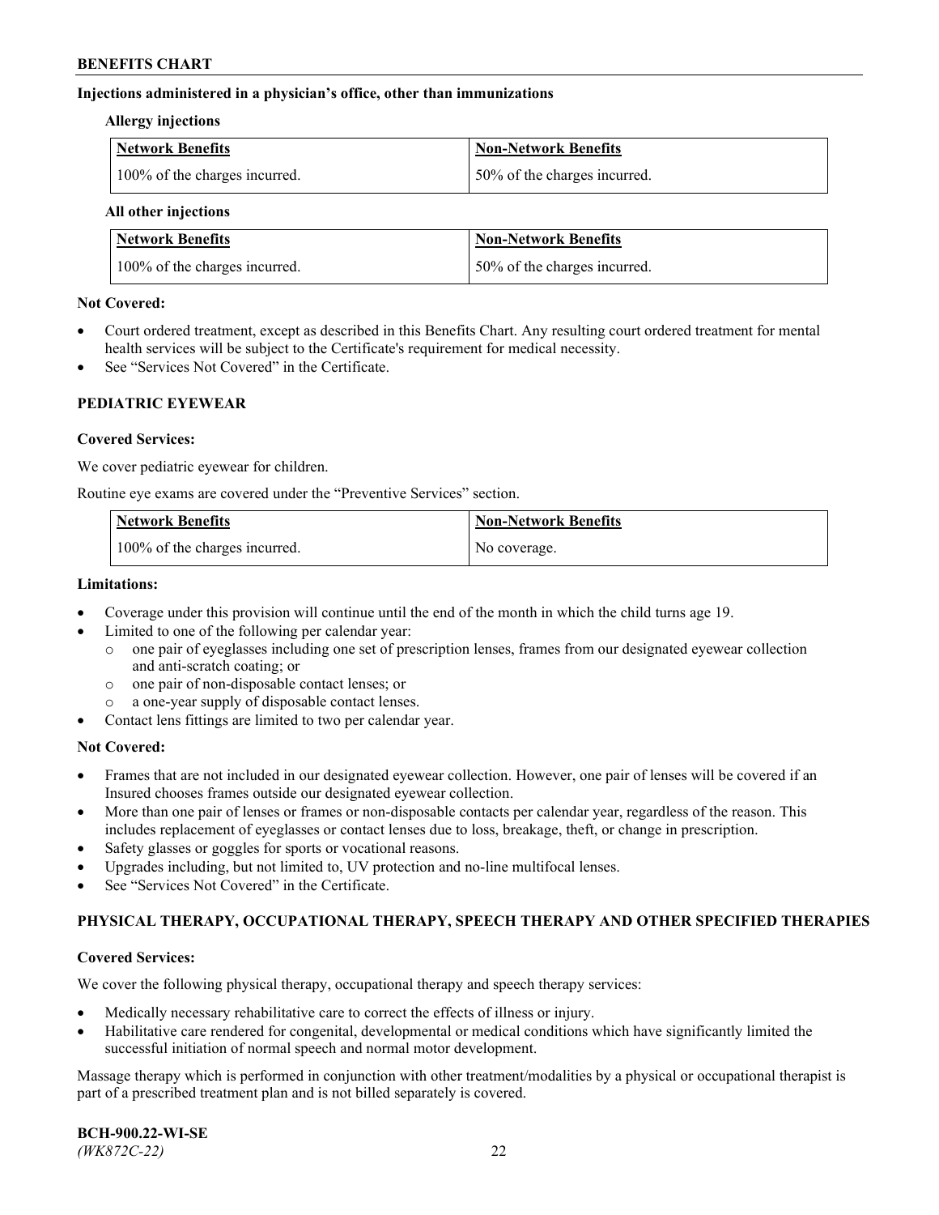**Injections administered in a physician's office, other than immunizations**

**Allergy injections**

| Network Benefits | Non-Network Benefits |
|---|---|
| 100% of the charges incurred. | 50% of the charges incurred. |

**All other injections**

| Network Benefits | Non-Network Benefits |
|---|---|
| 100% of the charges incurred. | 50% of the charges incurred. |

**Not Covered:**

- Court ordered treatment, except as described in this Benefits Chart. Any resulting court ordered treatment for mental health services will be subject to the Certificate's requirement for medical necessity.
- See "Services Not Covered" in the Certificate.

### PEDIATRIC EYEWEAR

**Covered Services:**

We cover pediatric eyewear for children.

Routine eye exams are covered under the "Preventive Services" section.

| Network Benefits | Non-Network Benefits |
|---|---|
| 100% of the charges incurred. | No coverage. |

**Limitations:**

- Coverage under this provision will continue until the end of the month in which the child turns age 19.
- Limited to one of the following per calendar year:
  - one pair of eyeglasses including one set of prescription lenses, frames from our designated eyewear collection and anti-scratch coating; or
  - one pair of non-disposable contact lenses; or
  - a one-year supply of disposable contact lenses.
- Contact lens fittings are limited to two per calendar year.

**Not Covered:**

- Frames that are not included in our designated eyewear collection. However, one pair of lenses will be covered if an Insured chooses frames outside our designated eyewear collection.
- More than one pair of lenses or frames or non-disposable contacts per calendar year, regardless of the reason. This includes replacement of eyeglasses or contact lenses due to loss, breakage, theft, or change in prescription.
- Safety glasses or goggles for sports or vocational reasons.
- Upgrades including, but not limited to, UV protection and no-line multifocal lenses.
- See "Services Not Covered" in the Certificate.

### PHYSICAL THERAPY, OCCUPATIONAL THERAPY, SPEECH THERAPY AND OTHER SPECIFIED THERAPIES

**Covered Services:**

We cover the following physical therapy, occupational therapy and speech therapy services:

- Medically necessary rehabilitative care to correct the effects of illness or injury.
- Habilitative care rendered for congenital, developmental or medical conditions which have significantly limited the successful initiation of normal speech and normal motor development.

Massage therapy which is performed in conjunction with other treatment/modalities by a physical or occupational therapist is part of a prescribed treatment plan and is not billed separately is covered.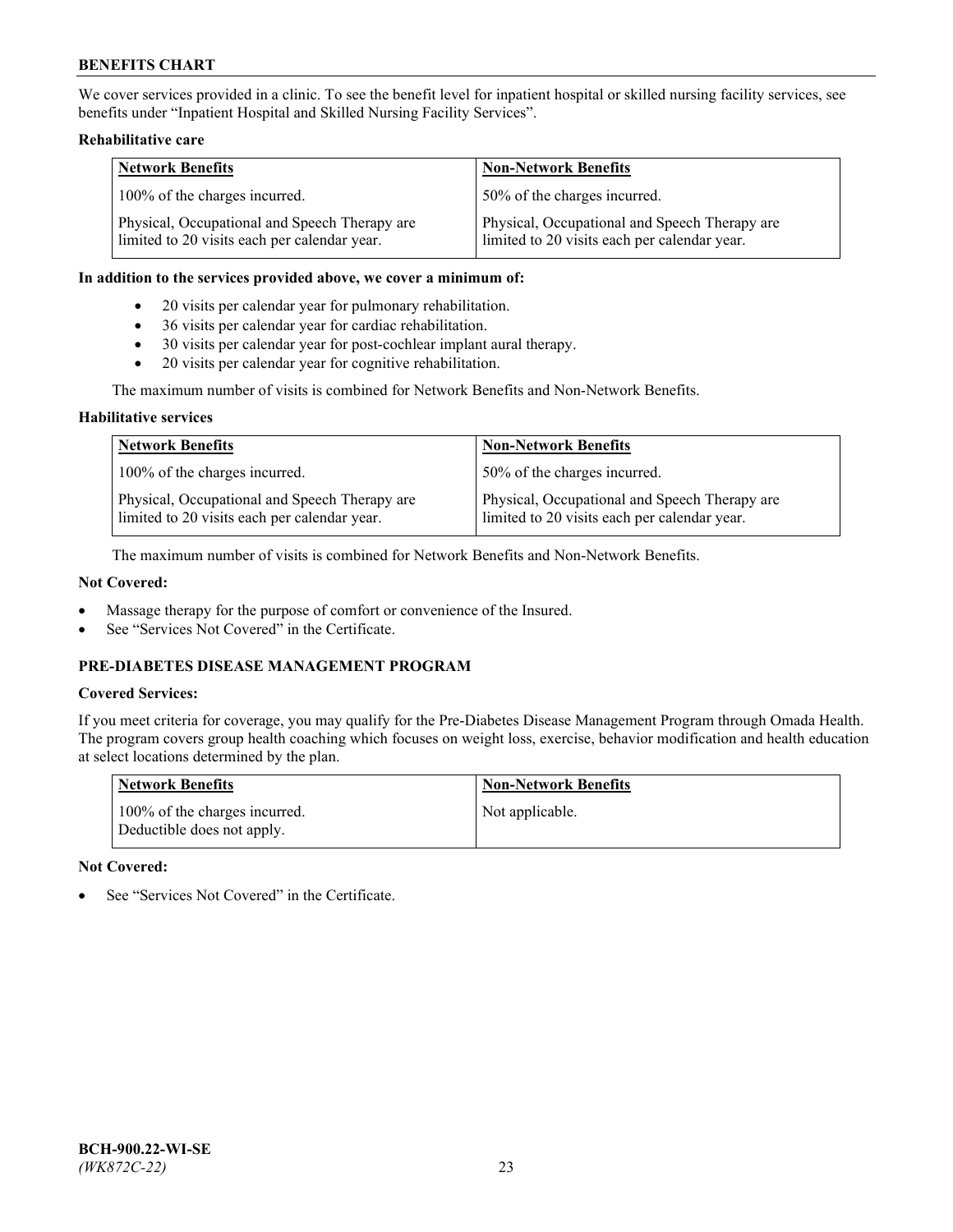We cover services provided in a clinic. To see the benefit level for inpatient hospital or skilled nursing facility services, see benefits under "Inpatient Hospital and Skilled Nursing Facility Services".

**Rehabilitative care**

| Network Benefits | Non-Network Benefits |
|---|---|
| 100% of the charges incurred. | 50% of the charges incurred. |
| Physical, Occupational and Speech Therapy are limited to 20 visits each per calendar year. | Physical, Occupational and Speech Therapy are limited to 20 visits each per calendar year. |

**In addition to the services provided above, we cover a minimum of:**

- 20 visits per calendar year for pulmonary rehabilitation.
- 36 visits per calendar year for cardiac rehabilitation.
- 30 visits per calendar year for post-cochlear implant aural therapy.
- 20 visits per calendar year for cognitive rehabilitation.

The maximum number of visits is combined for Network Benefits and Non-Network Benefits.

**Habilitative services**

| Network Benefits | Non-Network Benefits |
|---|---|
| 100% of the charges incurred. | 50% of the charges incurred. |
| Physical, Occupational and Speech Therapy are limited to 20 visits each per calendar year. | Physical, Occupational and Speech Therapy are limited to 20 visits each per calendar year. |

The maximum number of visits is combined for Network Benefits and Non-Network Benefits.

**Not Covered:**

- Massage therapy for the purpose of comfort or convenience of the Insured.
- See "Services Not Covered" in the Certificate.

## PRE-DIABETES DISEASE MANAGEMENT PROGRAM

**Covered Services:**

If you meet criteria for coverage, you may qualify for the Pre-Diabetes Disease Management Program through Omada Health. The program covers group health coaching which focuses on weight loss, exercise, behavior modification and health education at select locations determined by the plan.

| Network Benefits | Non-Network Benefits |
|---|---|
| 100% of the charges incurred. Deductible does not apply. | Not applicable. |

**Not Covered:**

- See "Services Not Covered" in the Certificate.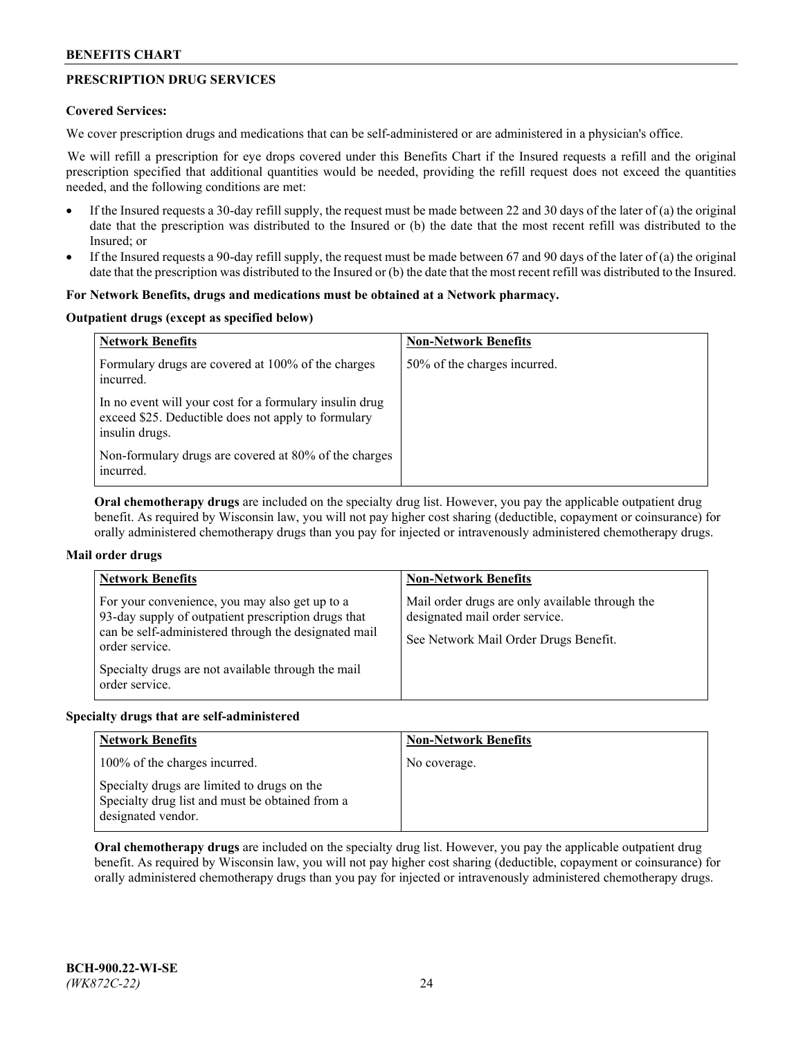## PRESCRIPTION DRUG SERVICES

**Covered Services:**

We cover prescription drugs and medications that can be self-administered or are administered in a physician's office.

We will refill a prescription for eye drops covered under this Benefits Chart if the Insured requests a refill and the original prescription specified that additional quantities would be needed, providing the refill request does not exceed the quantities needed, and the following conditions are met:

- If the Insured requests a 30-day refill supply, the request must be made between 22 and 30 days of the later of (a) the original date that the prescription was distributed to the Insured or (b) the date that the most recent refill was distributed to the Insured; or
- If the Insured requests a 90-day refill supply, the request must be made between 67 and 90 days of the later of (a) the original date that the prescription was distributed to the Insured or (b) the date that the most recent refill was distributed to the Insured.

**For Network Benefits, drugs and medications must be obtained at a Network pharmacy.**

**Outpatient drugs (except as specified below)**

| Network Benefits | Non-Network Benefits |
|---|---|
| Formulary drugs are covered at 100% of the charges incurred.<br><br>In no event will your cost for a formulary insulin drug exceed $25. Deductible does not apply to formulary insulin drugs.<br><br>Non-formulary drugs are covered at 80% of the charges incurred. | 50% of the charges incurred. |

**Oral chemotherapy drugs** are included on the specialty drug list. However, you pay the applicable outpatient drug benefit. As required by Wisconsin law, you will not pay higher cost sharing (deductible, copayment or coinsurance) for orally administered chemotherapy drugs than you pay for injected or intravenously administered chemotherapy drugs.

**Mail order drugs**

| Network Benefits | Non-Network Benefits |
|---|---|
| For your convenience, you may also get up to a 93-day supply of outpatient prescription drugs that can be self-administered through the designated mail order service.<br><br>Specialty drugs are not available through the mail order service. | Mail order drugs are only available through the designated mail order service.<br><br>See Network Mail Order Drugs Benefit. |

**Specialty drugs that are self-administered**

| Network Benefits | Non-Network Benefits |
|---|---|
| 100% of the charges incurred.<br><br>Specialty drugs are limited to drugs on the Specialty drug list and must be obtained from a designated vendor. | No coverage. |

**Oral chemotherapy drugs** are included on the specialty drug list. However, you pay the applicable outpatient drug benefit. As required by Wisconsin law, you will not pay higher cost sharing (deductible, copayment or coinsurance) for orally administered chemotherapy drugs than you pay for injected or intravenously administered chemotherapy drugs.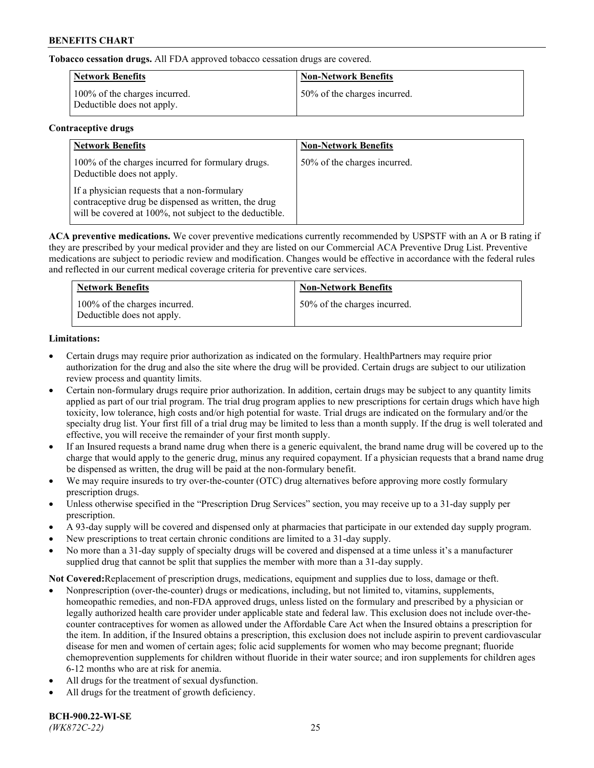**Tobacco cessation drugs.** All FDA approved tobacco cessation drugs are covered.

| Network Benefits | Non-Network Benefits |
|---|---|
| 100% of the charges incurred. Deductible does not apply. | 50% of the charges incurred. |

**Contraceptive drugs**

| Network Benefits | Non-Network Benefits |
|---|---|
| 100% of the charges incurred for formulary drugs. Deductible does not apply.<br><br>If a physician requests that a non-formulary contraceptive drug be dispensed as written, the drug will be covered at 100%, not subject to the deductible. | 50% of the charges incurred. |

**ACA preventive medications.** We cover preventive medications currently recommended by USPSTF with an A or B rating if they are prescribed by your medical provider and they are listed on our Commercial ACA Preventive Drug List. Preventive medications are subject to periodic review and modification. Changes would be effective in accordance with the federal rules and reflected in our current medical coverage criteria for preventive care services.

| Network Benefits | Non-Network Benefits |
|---|---|
| 100% of the charges incurred. Deductible does not apply. | 50% of the charges incurred. |

**Limitations:**

- Certain drugs may require prior authorization as indicated on the formulary. HealthPartners may require prior authorization for the drug and also the site where the drug will be provided. Certain drugs are subject to our utilization review process and quantity limits.
- Certain non-formulary drugs require prior authorization. In addition, certain drugs may be subject to any quantity limits applied as part of our trial program. The trial drug program applies to new prescriptions for certain drugs which have high toxicity, low tolerance, high costs and/or high potential for waste. Trial drugs are indicated on the formulary and/or the specialty drug list. Your first fill of a trial drug may be limited to less than a month supply. If the drug is well tolerated and effective, you will receive the remainder of your first month supply.
- If an Insured requests a brand name drug when there is a generic equivalent, the brand name drug will be covered up to the charge that would apply to the generic drug, minus any required copayment. If a physician requests that a brand name drug be dispensed as written, the drug will be paid at the non-formulary benefit.
- We may require insureds to try over-the-counter (OTC) drug alternatives before approving more costly formulary prescription drugs.
- Unless otherwise specified in the "Prescription Drug Services" section, you may receive up to a 31-day supply per prescription.
- A 93-day supply will be covered and dispensed only at pharmacies that participate in our extended day supply program.
- New prescriptions to treat certain chronic conditions are limited to a 31-day supply.
- No more than a 31-day supply of specialty drugs will be covered and dispensed at a time unless it's a manufacturer supplied drug that cannot be split that supplies the member with more than a 31-day supply.

**Not Covered:**Replacement of prescription drugs, medications, equipment and supplies due to loss, damage or theft.

- Nonprescription (over-the-counter) drugs or medications, including, but not limited to, vitamins, supplements, homeopathic remedies, and non-FDA approved drugs, unless listed on the formulary and prescribed by a physician or legally authorized health care provider under applicable state and federal law. This exclusion does not include over-the-counter contraceptives for women as allowed under the Affordable Care Act when the Insured obtains a prescription for the item. In addition, if the Insured obtains a prescription, this exclusion does not include aspirin to prevent cardiovascular disease for men and women of certain ages; folic acid supplements for women who may become pregnant; fluoride chemoprevention supplements for children without fluoride in their water source; and iron supplements for children ages 6-12 months who are at risk for anemia.
- All drugs for the treatment of sexual dysfunction.
- All drugs for the treatment of growth deficiency.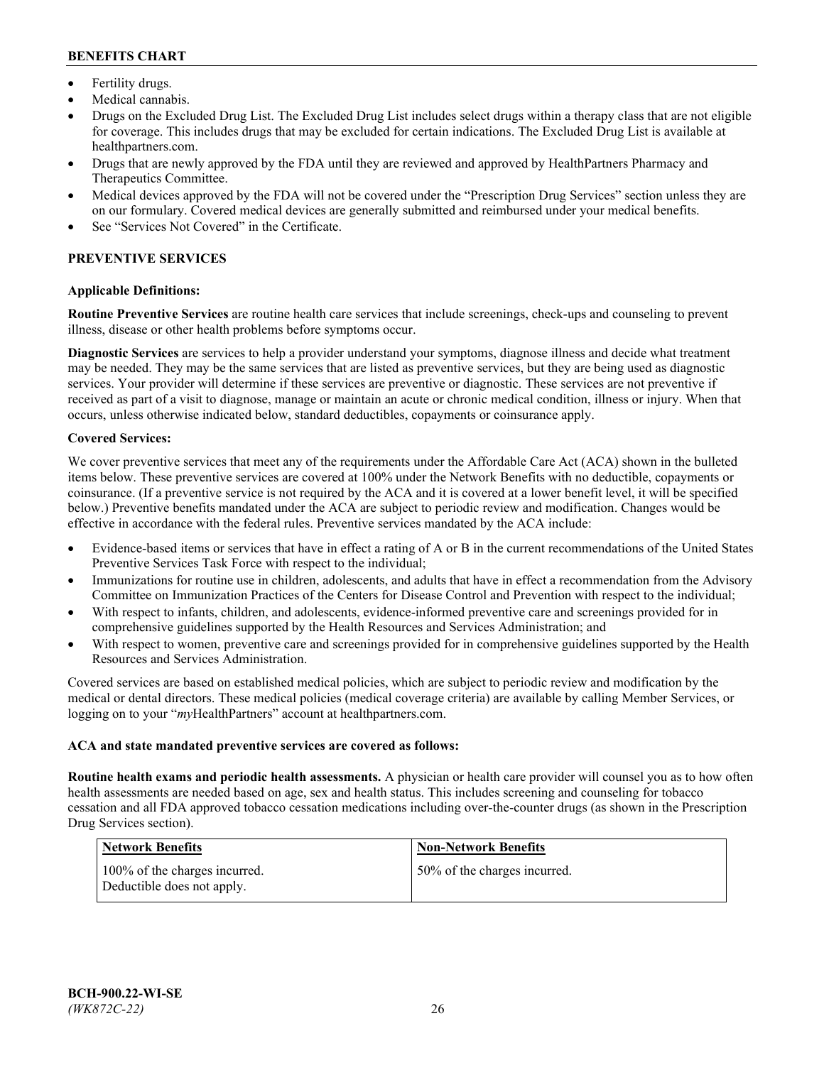- Fertility drugs.
- Medical cannabis.
- Drugs on the Excluded Drug List. The Excluded Drug List includes select drugs within a therapy class that are not eligible for coverage. This includes drugs that may be excluded for certain indications. The Excluded Drug List is available at healthpartners.com.
- Drugs that are newly approved by the FDA until they are reviewed and approved by HealthPartners Pharmacy and Therapeutics Committee.
- Medical devices approved by the FDA will not be covered under the "Prescription Drug Services" section unless they are on our formulary. Covered medical devices are generally submitted and reimbursed under your medical benefits.
- See "Services Not Covered" in the Certificate.

## PREVENTIVE SERVICES

**Applicable Definitions:**

**Routine Preventive Services** are routine health care services that include screenings, check-ups and counseling to prevent illness, disease or other health problems before symptoms occur.

**Diagnostic Services** are services to help a provider understand your symptoms, diagnose illness and decide what treatment may be needed. They may be the same services that are listed as preventive services, but they are being used as diagnostic services. Your provider will determine if these services are preventive or diagnostic. These services are not preventive if received as part of a visit to diagnose, manage or maintain an acute or chronic medical condition, illness or injury. When that occurs, unless otherwise indicated below, standard deductibles, copayments or coinsurance apply.

**Covered Services:**

We cover preventive services that meet any of the requirements under the Affordable Care Act (ACA) shown in the bulleted items below. These preventive services are covered at 100% under the Network Benefits with no deductible, copayments or coinsurance. (If a preventive service is not required by the ACA and it is covered at a lower benefit level, it will be specified below.) Preventive benefits mandated under the ACA are subject to periodic review and modification. Changes would be effective in accordance with the federal rules. Preventive services mandated by the ACA include:

- Evidence-based items or services that have in effect a rating of A or B in the current recommendations of the United States Preventive Services Task Force with respect to the individual;
- Immunizations for routine use in children, adolescents, and adults that have in effect a recommendation from the Advisory Committee on Immunization Practices of the Centers for Disease Control and Prevention with respect to the individual;
- With respect to infants, children, and adolescents, evidence-informed preventive care and screenings provided for in comprehensive guidelines supported by the Health Resources and Services Administration; and
- With respect to women, preventive care and screenings provided for in comprehensive guidelines supported by the Health Resources and Services Administration.

Covered services are based on established medical policies, which are subject to periodic review and modification by the medical or dental directors. These medical policies (medical coverage criteria) are available by calling Member Services, or logging on to your "*my*HealthPartners" account at healthpartners.com.

**ACA and state mandated preventive services are covered as follows:**

**Routine health exams and periodic health assessments.** A physician or health care provider will counsel you as to how often health assessments are needed based on age, sex and health status. This includes screening and counseling for tobacco cessation and all FDA approved tobacco cessation medications including over-the-counter drugs (as shown in the Prescription Drug Services section).

| Network Benefits | Non-Network Benefits |
| --- | --- |
| 100% of the charges incurred. Deductible does not apply. | 50% of the charges incurred. |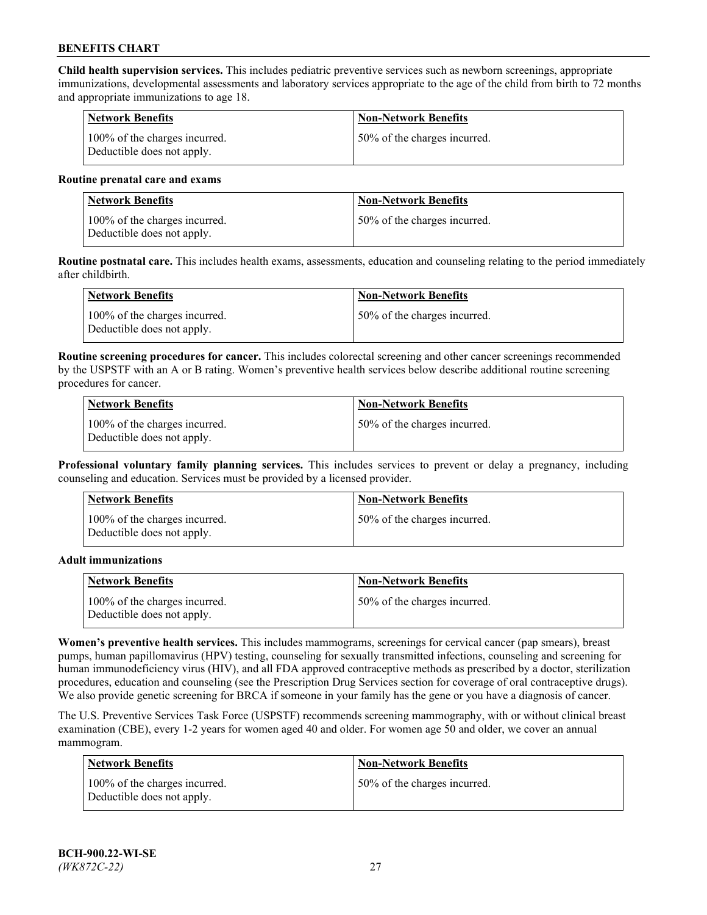**Child health supervision services.** This includes pediatric preventive services such as newborn screenings, appropriate immunizations, developmental assessments and laboratory services appropriate to the age of the child from birth to 72 months and appropriate immunizations to age 18.

| Network Benefits | Non-Network Benefits |
|---|---|
| 100% of the charges incurred. Deductible does not apply. | 50% of the charges incurred. |

**Routine prenatal care and exams**

| Network Benefits | Non-Network Benefits |
|---|---|
| 100% of the charges incurred. Deductible does not apply. | 50% of the charges incurred. |

**Routine postnatal care.** This includes health exams, assessments, education and counseling relating to the period immediately after childbirth.

| Network Benefits | Non-Network Benefits |
|---|---|
| 100% of the charges incurred. Deductible does not apply. | 50% of the charges incurred. |

**Routine screening procedures for cancer.** This includes colorectal screening and other cancer screenings recommended by the USPSTF with an A or B rating. Women's preventive health services below describe additional routine screening procedures for cancer.

| Network Benefits | Non-Network Benefits |
|---|---|
| 100% of the charges incurred. Deductible does not apply. | 50% of the charges incurred. |

**Professional voluntary family planning services.** This includes services to prevent or delay a pregnancy, including counseling and education. Services must be provided by a licensed provider.

| Network Benefits | Non-Network Benefits |
|---|---|
| 100% of the charges incurred. Deductible does not apply. | 50% of the charges incurred. |

**Adult immunizations**

| Network Benefits | Non-Network Benefits |
|---|---|
| 100% of the charges incurred. Deductible does not apply. | 50% of the charges incurred. |

**Women's preventive health services.** This includes mammograms, screenings for cervical cancer (pap smears), breast pumps, human papillomavirus (HPV) testing, counseling for sexually transmitted infections, counseling and screening for human immunodeficiency virus (HIV), and all FDA approved contraceptive methods as prescribed by a doctor, sterilization procedures, education and counseling (see the Prescription Drug Services section for coverage of oral contraceptive drugs). We also provide genetic screening for BRCA if someone in your family has the gene or you have a diagnosis of cancer.

The U.S. Preventive Services Task Force (USPSTF) recommends screening mammography, with or without clinical breast examination (CBE), every 1-2 years for women aged 40 and older. For women age 50 and older, we cover an annual mammogram.

| Network Benefits | Non-Network Benefits |
|---|---|
| 100% of the charges incurred. Deductible does not apply. | 50% of the charges incurred. |

**BCH-900.22-WI-SE**
*(WK872C-22)*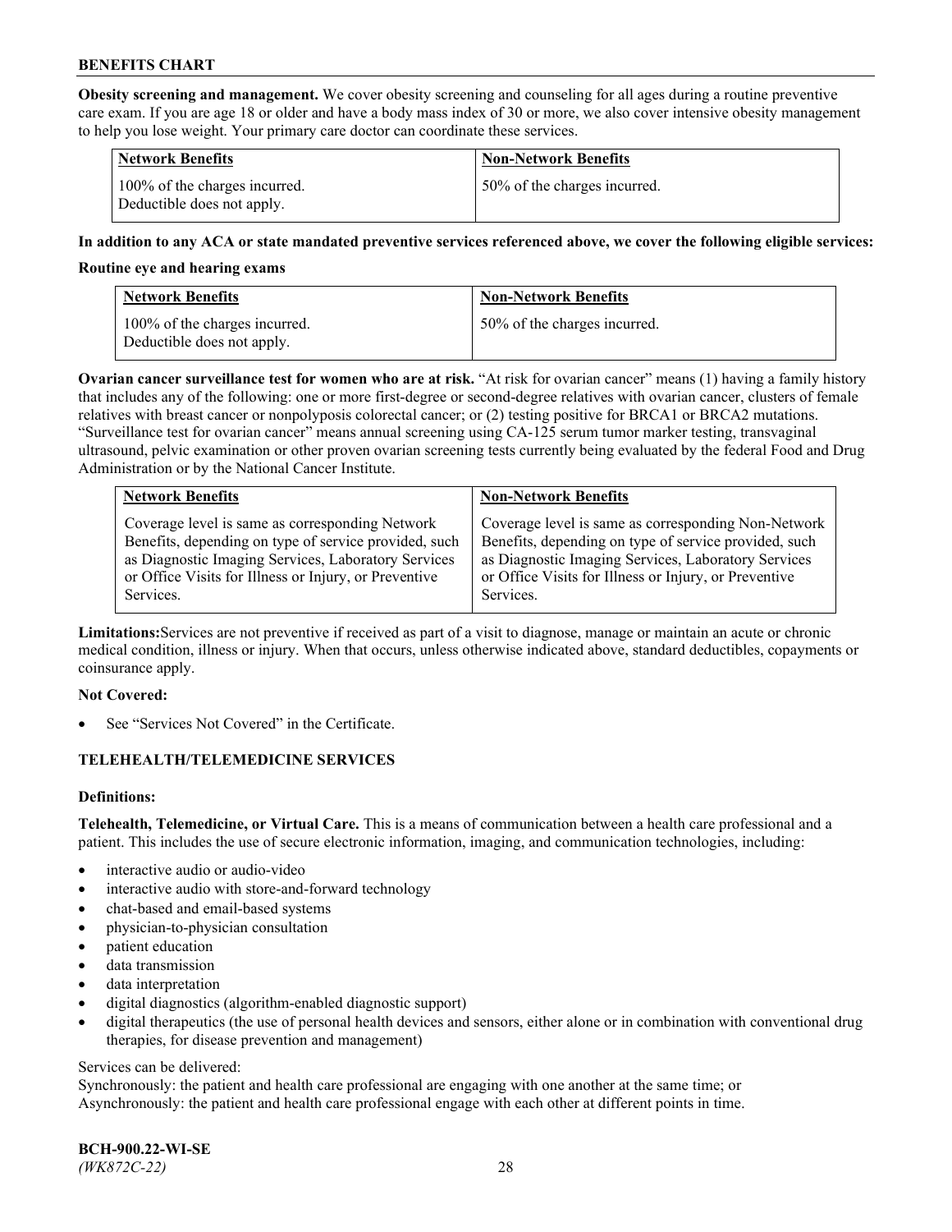**Obesity screening and management.** We cover obesity screening and counseling for all ages during a routine preventive care exam. If you are age 18 or older and have a body mass index of 30 or more, we also cover intensive obesity management to help you lose weight. Your primary care doctor can coordinate these services.

| Network Benefits | Non-Network Benefits |
|---|---|
| 100% of the charges incurred. Deductible does not apply. | 50% of the charges incurred. |

**In addition to any ACA or state mandated preventive services referenced above, we cover the following eligible services:**

**Routine eye and hearing exams**

| Network Benefits | Non-Network Benefits |
|---|---|
| 100% of the charges incurred. Deductible does not apply. | 50% of the charges incurred. |

**Ovarian cancer surveillance test for women who are at risk.** "At risk for ovarian cancer" means (1) having a family history that includes any of the following: one or more first-degree or second-degree relatives with ovarian cancer, clusters of female relatives with breast cancer or nonpolyposis colorectal cancer; or (2) testing positive for BRCA1 or BRCA2 mutations. "Surveillance test for ovarian cancer" means annual screening using CA-125 serum tumor marker testing, transvaginal ultrasound, pelvic examination or other proven ovarian screening tests currently being evaluated by the federal Food and Drug Administration or by the National Cancer Institute.

| Network Benefits | Non-Network Benefits |
|---|---|
| Coverage level is same as corresponding Network Benefits, depending on type of service provided, such as Diagnostic Imaging Services, Laboratory Services or Office Visits for Illness or Injury, or Preventive Services. | Coverage level is same as corresponding Non-Network Benefits, depending on type of service provided, such as Diagnostic Imaging Services, Laboratory Services or Office Visits for Illness or Injury, or Preventive Services. |

**Limitations:** Services are not preventive if received as part of a visit to diagnose, manage or maintain an acute or chronic medical condition, illness or injury. When that occurs, unless otherwise indicated above, standard deductibles, copayments or coinsurance apply.

**Not Covered:**

- See "Services Not Covered" in the Certificate.

## TELEHEALTH/TELEMEDICINE SERVICES

**Definitions:**

**Telehealth, Telemedicine, or Virtual Care.** This is a means of communication between a health care professional and a patient. This includes the use of secure electronic information, imaging, and communication technologies, including:

- interactive audio or audio-video
- interactive audio with store-and-forward technology
- chat-based and email-based systems
- physician-to-physician consultation
- patient education
- data transmission
- data interpretation
- digital diagnostics (algorithm-enabled diagnostic support)
- digital therapeutics (the use of personal health devices and sensors, either alone or in combination with conventional drug therapies, for disease prevention and management)

Services can be delivered:
Synchronously: the patient and health care professional are engaging with one another at the same time; or
Asynchronously: the patient and health care professional engage with each other at different points in time.

**BCH-900.22-WI-SE**
*(WK872C-22)*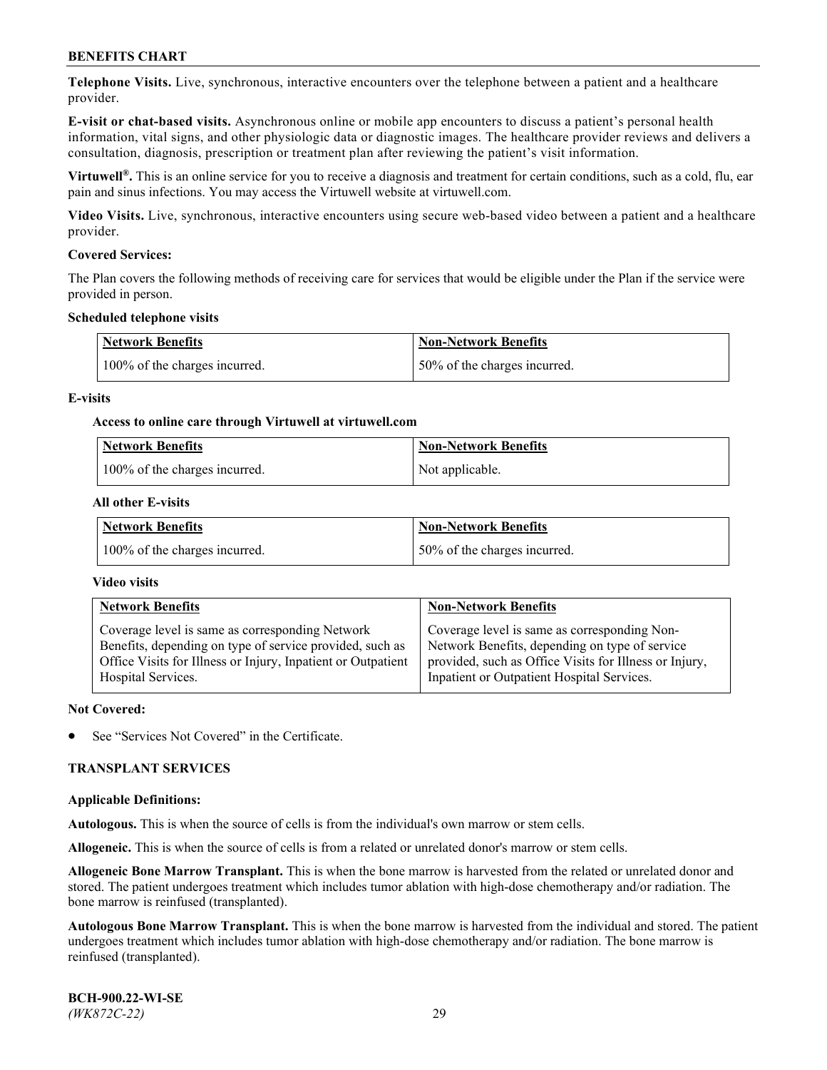**Telephone Visits.** Live, synchronous, interactive encounters over the telephone between a patient and a healthcare provider.

**E-visit or chat-based visits.** Asynchronous online or mobile app encounters to discuss a patient's personal health information, vital signs, and other physiologic data or diagnostic images. The healthcare provider reviews and delivers a consultation, diagnosis, prescription or treatment plan after reviewing the patient's visit information.

**Virtuwell®.** This is an online service for you to receive a diagnosis and treatment for certain conditions, such as a cold, flu, ear pain and sinus infections. You may access the Virtuwell website at virtuwell.com.

**Video Visits.** Live, synchronous, interactive encounters using secure web-based video between a patient and a healthcare provider.

**Covered Services:**

The Plan covers the following methods of receiving care for services that would be eligible under the Plan if the service were provided in person.

**Scheduled telephone visits**

| Network Benefits | Non-Network Benefits |
|---|---|
| 100% of the charges incurred. | 50% of the charges incurred. |

**E-visits**

**Access to online care through Virtuwell at virtuwell.com**

| Network Benefits | Non-Network Benefits |
|---|---|
| 100% of the charges incurred. | Not applicable. |

**All other E-visits**

| Network Benefits | Non-Network Benefits |
|---|---|
| 100% of the charges incurred. | 50% of the charges incurred. |

**Video visits**

| Network Benefits | Non-Network Benefits |
|---|---|
| Coverage level is same as corresponding Network Benefits, depending on type of service provided, such as Office Visits for Illness or Injury, Inpatient or Outpatient Hospital Services. | Coverage level is same as corresponding Non-Network Benefits, depending on type of service provided, such as Office Visits for Illness or Injury, Inpatient or Outpatient Hospital Services. |

**Not Covered:**

- See "Services Not Covered" in the Certificate.

## TRANSPLANT SERVICES

**Applicable Definitions:**

**Autologous.** This is when the source of cells is from the individual's own marrow or stem cells.

**Allogeneic.** This is when the source of cells is from a related or unrelated donor's marrow or stem cells.

**Allogeneic Bone Marrow Transplant.** This is when the bone marrow is harvested from the related or unrelated donor and stored. The patient undergoes treatment which includes tumor ablation with high-dose chemotherapy and/or radiation. The bone marrow is reinfused (transplanted).

**Autologous Bone Marrow Transplant.** This is when the bone marrow is harvested from the individual and stored. The patient undergoes treatment which includes tumor ablation with high-dose chemotherapy and/or radiation. The bone marrow is reinfused (transplanted).

**BCH-900.22-WI-SE**
*(WK872C-22)*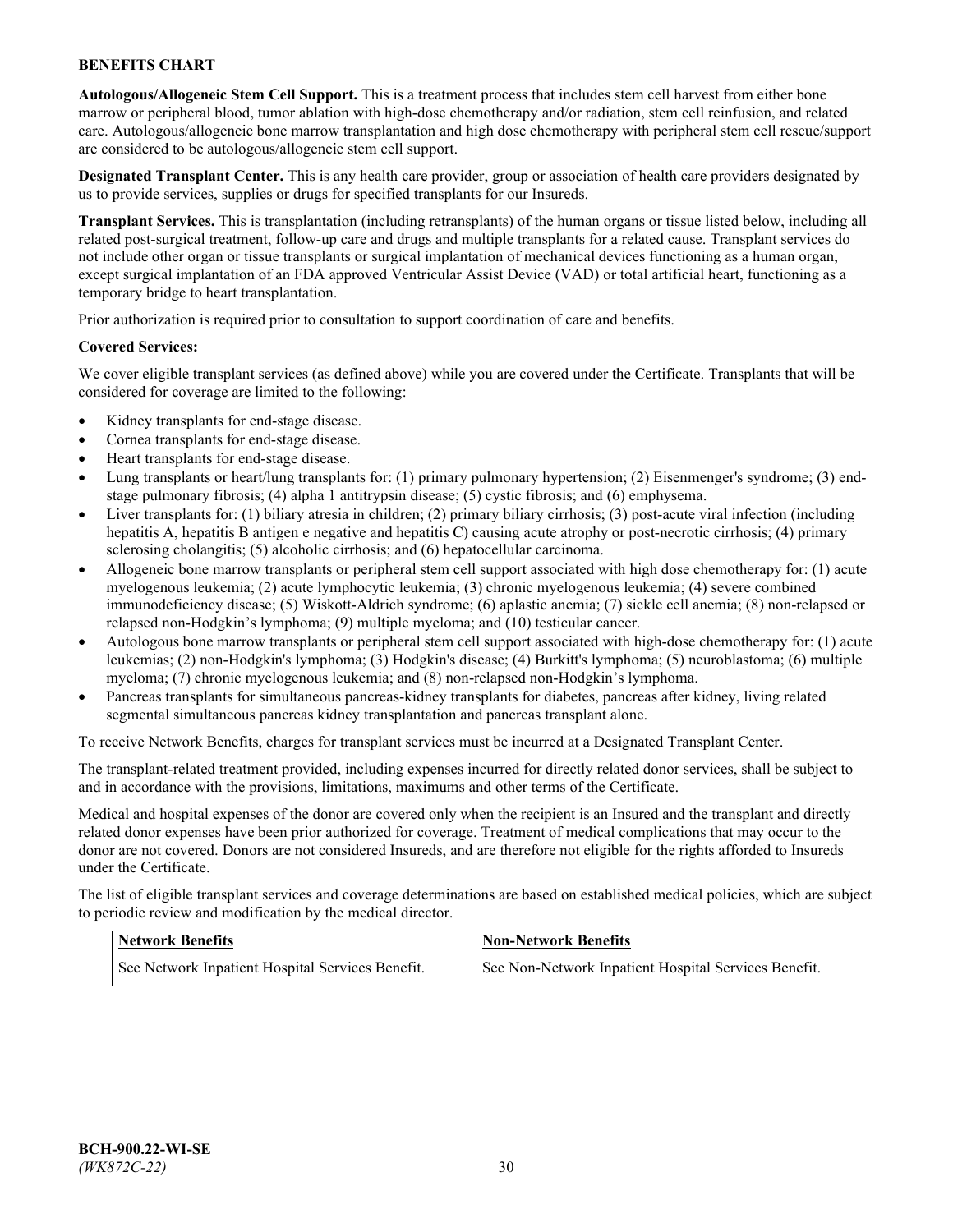**Autologous/Allogeneic Stem Cell Support.** This is a treatment process that includes stem cell harvest from either bone marrow or peripheral blood, tumor ablation with high-dose chemotherapy and/or radiation, stem cell reinfusion, and related care. Autologous/allogeneic bone marrow transplantation and high dose chemotherapy with peripheral stem cell rescue/support are considered to be autologous/allogeneic stem cell support.

**Designated Transplant Center.** This is any health care provider, group or association of health care providers designated by us to provide services, supplies or drugs for specified transplants for our Insureds.

**Transplant Services.** This is transplantation (including retransplants) of the human organs or tissue listed below, including all related post-surgical treatment, follow-up care and drugs and multiple transplants for a related cause. Transplant services do not include other organ or tissue transplants or surgical implantation of mechanical devices functioning as a human organ, except surgical implantation of an FDA approved Ventricular Assist Device (VAD) or total artificial heart, functioning as a temporary bridge to heart transplantation.

Prior authorization is required prior to consultation to support coordination of care and benefits.

**Covered Services:**

We cover eligible transplant services (as defined above) while you are covered under the Certificate. Transplants that will be considered for coverage are limited to the following:

- Kidney transplants for end-stage disease.
- Cornea transplants for end-stage disease.
- Heart transplants for end-stage disease.
- Lung transplants or heart/lung transplants for: (1) primary pulmonary hypertension; (2) Eisenmenger's syndrome; (3) end-stage pulmonary fibrosis; (4) alpha 1 antitrypsin disease; (5) cystic fibrosis; and (6) emphysema.
- Liver transplants for: (1) biliary atresia in children; (2) primary biliary cirrhosis; (3) post-acute viral infection (including hepatitis A, hepatitis B antigen e negative and hepatitis C) causing acute atrophy or post-necrotic cirrhosis; (4) primary sclerosing cholangitis; (5) alcoholic cirrhosis; and (6) hepatocellular carcinoma.
- Allogeneic bone marrow transplants or peripheral stem cell support associated with high dose chemotherapy for: (1) acute myelogenous leukemia; (2) acute lymphocytic leukemia; (3) chronic myelogenous leukemia; (4) severe combined immunodeficiency disease; (5) Wiskott-Aldrich syndrome; (6) aplastic anemia; (7) sickle cell anemia; (8) non-relapsed or relapsed non-Hodgkin's lymphoma; (9) multiple myeloma; and (10) testicular cancer.
- Autologous bone marrow transplants or peripheral stem cell support associated with high-dose chemotherapy for: (1) acute leukemias; (2) non-Hodgkin's lymphoma; (3) Hodgkin's disease; (4) Burkitt's lymphoma; (5) neuroblastoma; (6) multiple myeloma; (7) chronic myelogenous leukemia; and (8) non-relapsed non-Hodgkin's lymphoma.
- Pancreas transplants for simultaneous pancreas-kidney transplants for diabetes, pancreas after kidney, living related segmental simultaneous pancreas kidney transplantation and pancreas transplant alone.

To receive Network Benefits, charges for transplant services must be incurred at a Designated Transplant Center.

The transplant-related treatment provided, including expenses incurred for directly related donor services, shall be subject to and in accordance with the provisions, limitations, maximums and other terms of the Certificate.

Medical and hospital expenses of the donor are covered only when the recipient is an Insured and the transplant and directly related donor expenses have been prior authorized for coverage. Treatment of medical complications that may occur to the donor are not covered. Donors are not considered Insureds, and are therefore not eligible for the rights afforded to Insureds under the Certificate.

The list of eligible transplant services and coverage determinations are based on established medical policies, which are subject to periodic review and modification by the medical director.

| Network Benefits | Non-Network Benefits |
|---|---|
| See Network Inpatient Hospital Services Benefit. | See Non-Network Inpatient Hospital Services Benefit. |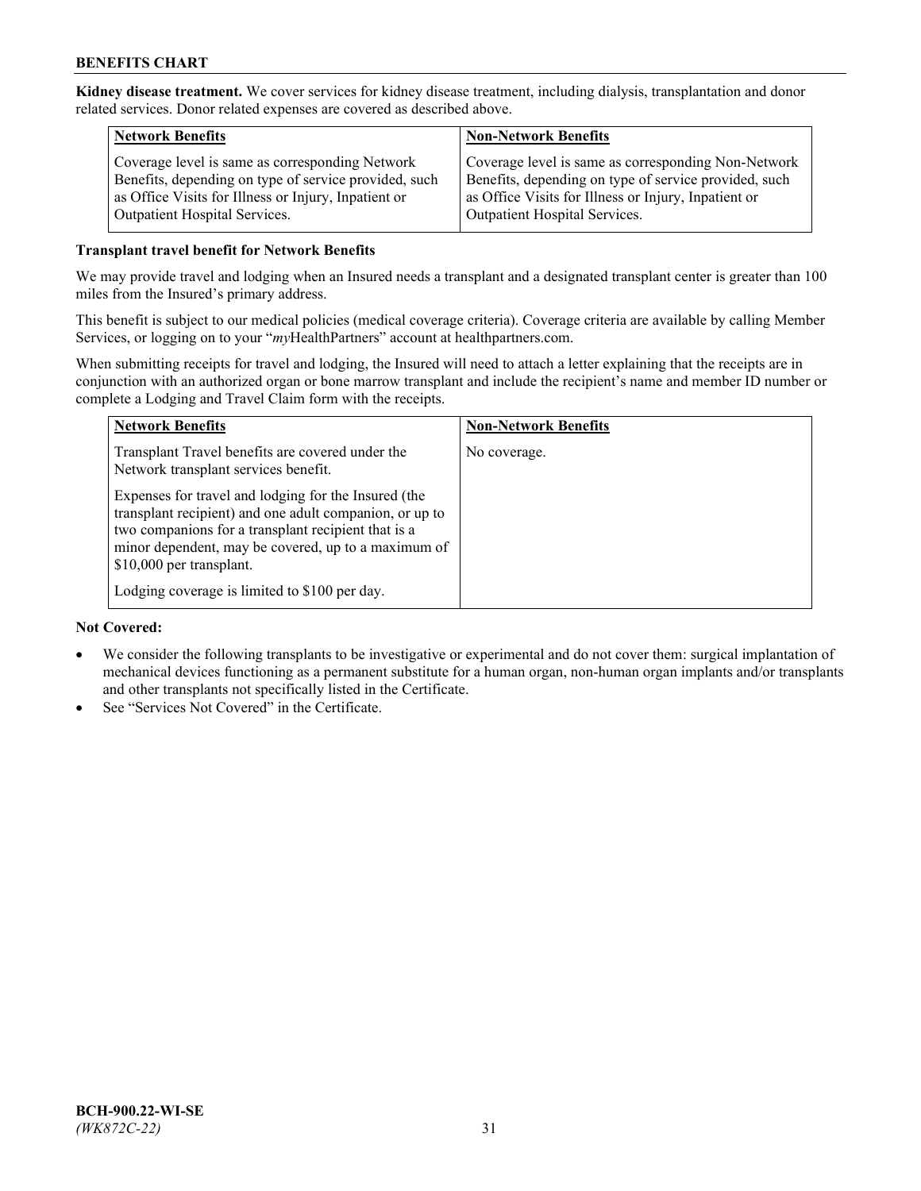**Kidney disease treatment.** We cover services for kidney disease treatment, including dialysis, transplantation and donor related services. Donor related expenses are covered as described above.

| Network Benefits | Non-Network Benefits |
| --- | --- |
| Coverage level is same as corresponding Network Benefits, depending on type of service provided, such as Office Visits for Illness or Injury, Inpatient or Outpatient Hospital Services. | Coverage level is same as corresponding Non-Network Benefits, depending on type of service provided, such as Office Visits for Illness or Injury, Inpatient or Outpatient Hospital Services. |

**Transplant travel benefit for Network Benefits**

We may provide travel and lodging when an Insured needs a transplant and a designated transplant center is greater than 100 miles from the Insured's primary address.

This benefit is subject to our medical policies (medical coverage criteria). Coverage criteria are available by calling Member Services, or logging on to your "*my*HealthPartners" account at healthpartners.com.

When submitting receipts for travel and lodging, the Insured will need to attach a letter explaining that the receipts are in conjunction with an authorized organ or bone marrow transplant and include the recipient's name and member ID number or complete a Lodging and Travel Claim form with the receipts.

| Network Benefits | Non-Network Benefits |
| --- | --- |
| Transplant Travel benefits are covered under the Network transplant services benefit.<br><br>Expenses for travel and lodging for the Insured (the transplant recipient) and one adult companion, or up to two companions for a transplant recipient that is a minor dependent, may be covered, up to a maximum of $10,000 per transplant.<br><br>Lodging coverage is limited to $100 per day. | No coverage. |

**Not Covered:**

- We consider the following transplants to be investigative or experimental and do not cover them: surgical implantation of mechanical devices functioning as a permanent substitute for a human organ, non-human organ implants and/or transplants and other transplants not specifically listed in the Certificate.
- See "Services Not Covered" in the Certificate.